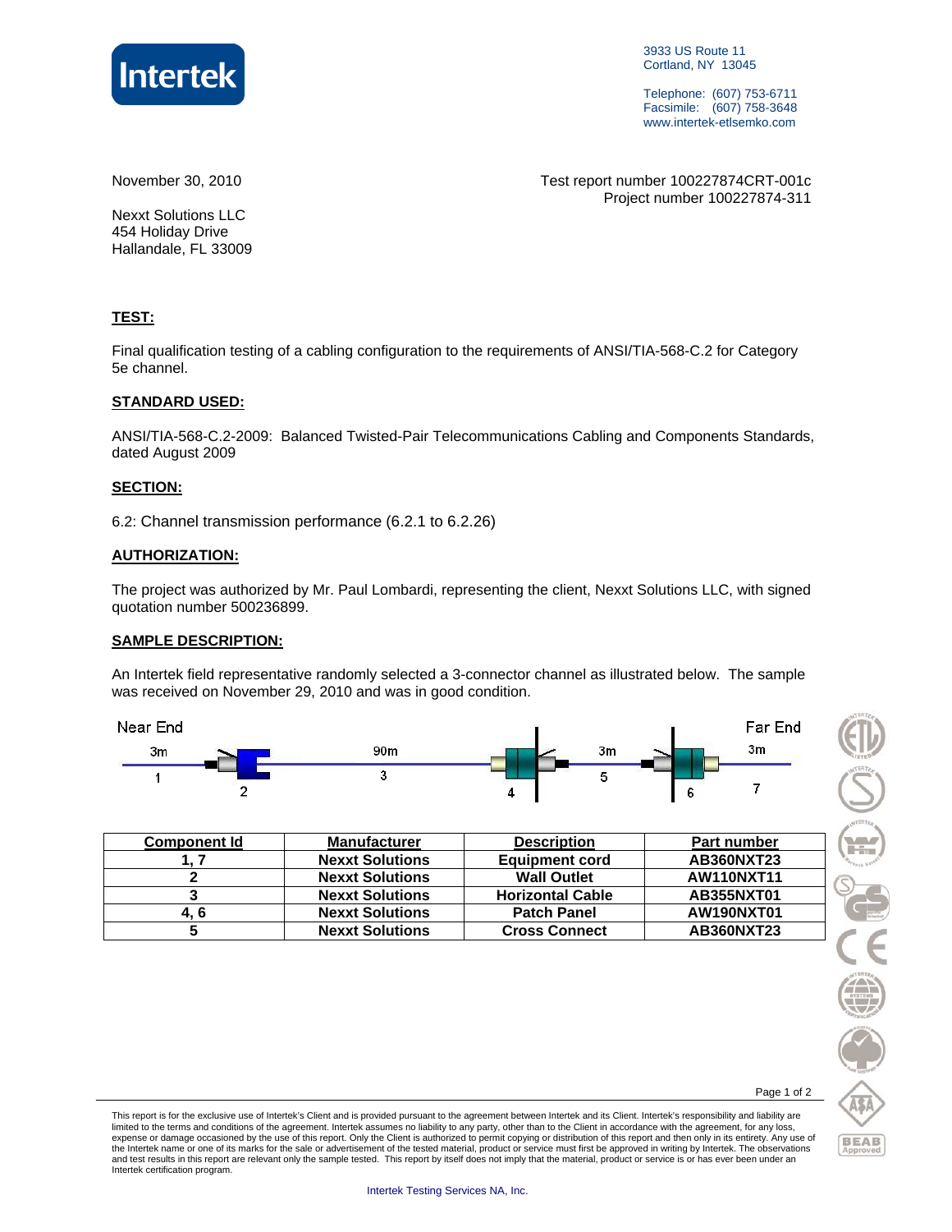Intertek

3933 US Route 11
Cortland, NY 13045

Telephone: (607) 753-6711
Facsimile: (607) 758-3648
www.intertek-etlsemko.com

November 30, 2010

Test report number 100227874CRT-001c
Project number 100227874-311

Nexxt Solutions LLC
454 Holiday Drive
Hallandale, FL 33009

## TEST:

Final qualification testing of a cabling configuration to the requirements of ANSI/TIA-568-C.2 for Category 5e channel.

## STANDARD USED:

ANSI/TIA-568-C.2-2009: Balanced Twisted-Pair Telecommunications Cabling and Components Standards, dated August 2009

## SECTION:

6.2: Channel transmission performance (6.2.1 to 6.2.26)

## AUTHORIZATION:

The project was authorized by Mr. Paul Lombardi, representing the client, Nexxt Solutions LLC, with signed quotation number 500236899.

## SAMPLE DESCRIPTION:

An Intertek field representative randomly selected a 3-connector channel as illustrated below. The sample was received on November 29, 2010 and was in good condition.

Near End — 3m (1) — (2) — 90m (3) — (4) — 3m (5) — (6) — 3m (7) — Far End

| Component Id | Manufacturer | Description | Part number |
|---|---|---|---|
| 1, 7 | Nexxt Solutions | Equipment cord | AB360NXT23 |
| 2 | Nexxt Solutions | Wall Outlet | AW110NXT11 |
| 3 | Nexxt Solutions | Horizontal Cable | AB355NXT01 |
| 4, 6 | Nexxt Solutions | Patch Panel | AW190NXT01 |
| 5 | Nexxt Solutions | Cross Connect | AB360NXT23 |

This report is for the exclusive use of Intertek's Client and is provided pursuant to the agreement between Intertek and its Client. Intertek's responsibility and liability are limited to the terms and conditions of the agreement. Intertek assumes no liability to any party, other than to the Client in accordance with the agreement, for any loss, expense or damage occasioned by the use of this report. Only the Client is authorized to permit copying or distribution of this report and then only in its entirety. Any use of the Intertek name or one of its marks for the sale or advertisement of the tested material, product or service must first be approved in writing by Intertek. The observations and test results in this report are relevant only the sample tested. This report by itself does not imply that the material, product or service is or has ever been under an Intertek certification program.

Intertek Testing Services NA, Inc.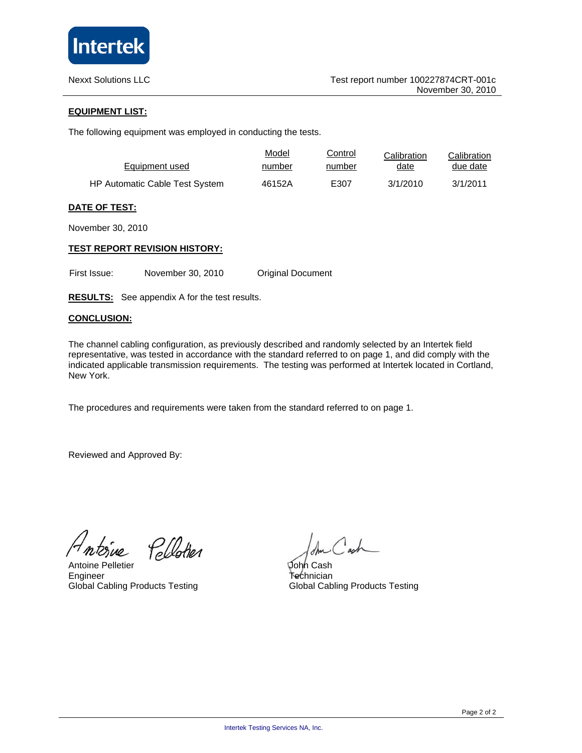Nexxt Solutions LLC

Test report number 100227874CRT-001c
November 30, 2010

**EQUIPMENT LIST:**

The following equipment was employed in conducting the tests.

| Equipment used | Model number | Control number | Calibration date | Calibration due date |
|---|---|---|---|---|
| HP Automatic Cable Test System | 46152A | E307 | 3/1/2010 | 3/1/2011 |

**DATE OF TEST:**

November 30, 2010

**TEST REPORT REVISION HISTORY:**

First Issue: November 30, 2010 Original Document

**RESULTS:** See appendix A for the test results.

**CONCLUSION:**

The channel cabling configuration, as previously described and randomly selected by an Intertek field representative, was tested in accordance with the standard referred to on page 1, and did comply with the indicated applicable transmission requirements. The testing was performed at Intertek located in Cortland, New York.

The procedures and requirements were taken from the standard referred to on page 1.

Reviewed and Approved By:

Antoine Pelletier
Engineer
Global Cabling Products Testing

John Cash
Technician
Global Cabling Products Testing

Intertek Testing Services NA, Inc.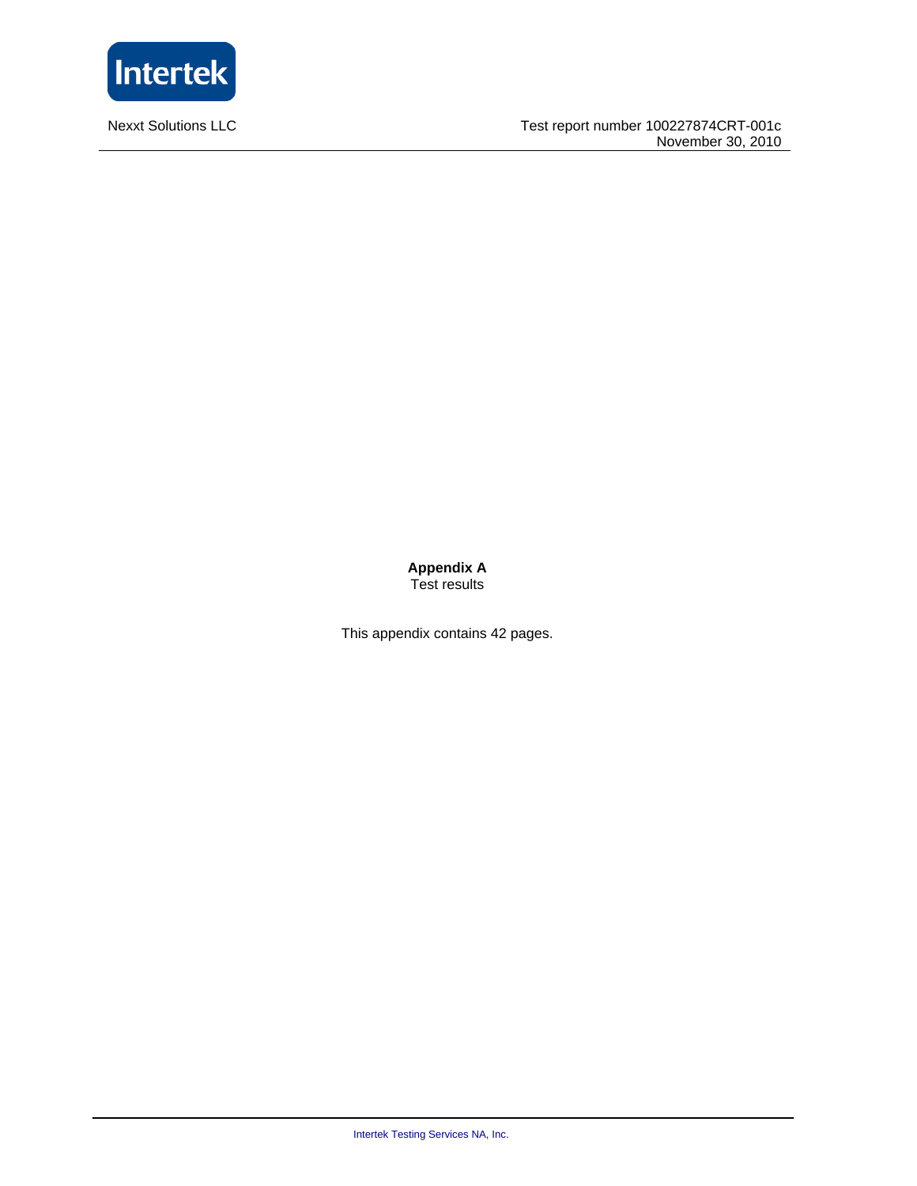**Appendix A**
Test results

This appendix contains 42 pages.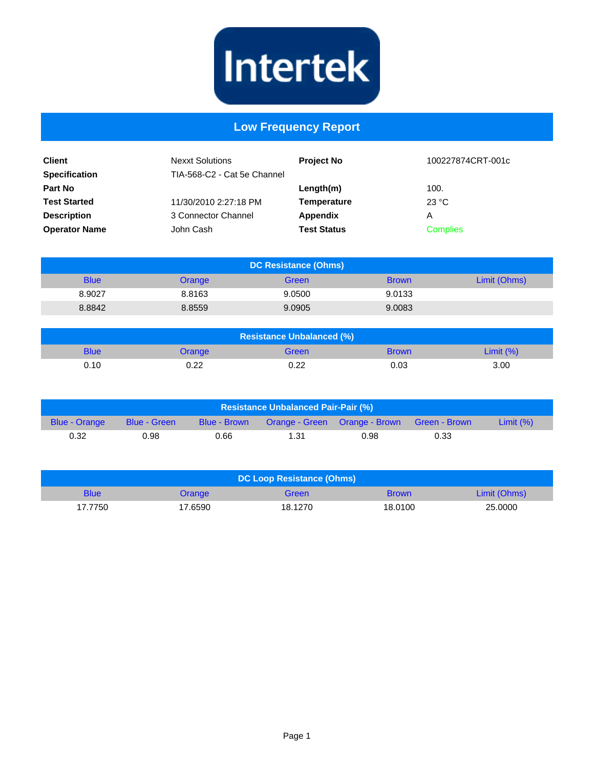# Intertek

## Low Frequency Report

| | | | |
|---|---|---|---|
| **Client** | Nexxt Solutions | **Project No** | 100227874CRT-001c |
| **Specification** | TIA-568-C2 - Cat 5e Channel | | |
| **Part No** | | **Length(m)** | 100. |
| **Test Started** | 11/30/2010 2:27:18 PM | **Temperature** | 23 °C |
| **Description** | 3 Connector Channel | **Appendix** | A |
| **Operator Name** | John Cash | **Test Status** | Complies |

### DC Resistance (Ohms)

| Blue | Orange | Green | Brown | Limit (Ohms) |
|---|---|---|---|---|
| 8.9027 | 8.8163 | 9.0500 | 9.0133 | |
| 8.8842 | 8.8559 | 9.0905 | 9.0083 | |

### Resistance Unbalanced (%)

| Blue | Orange | Green | Brown | Limit (%) |
|---|---|---|---|---|
| 0.10 | 0.22 | 0.22 | 0.03 | 3.00 |

### Resistance Unbalanced Pair-Pair (%)

| Blue - Orange | Blue - Green | Blue - Brown | Orange - Green | Orange - Brown | Green - Brown | Limit (%) |
|---|---|---|---|---|---|---|
| 0.32 | 0.98 | 0.66 | 1.31 | 0.98 | 0.33 | |

### DC Loop Resistance (Ohms)

| Blue | Orange | Green | Brown | Limit (Ohms) |
|---|---|---|---|---|
| 17.7750 | 17.6590 | 18.1270 | 18.0100 | 25.0000 |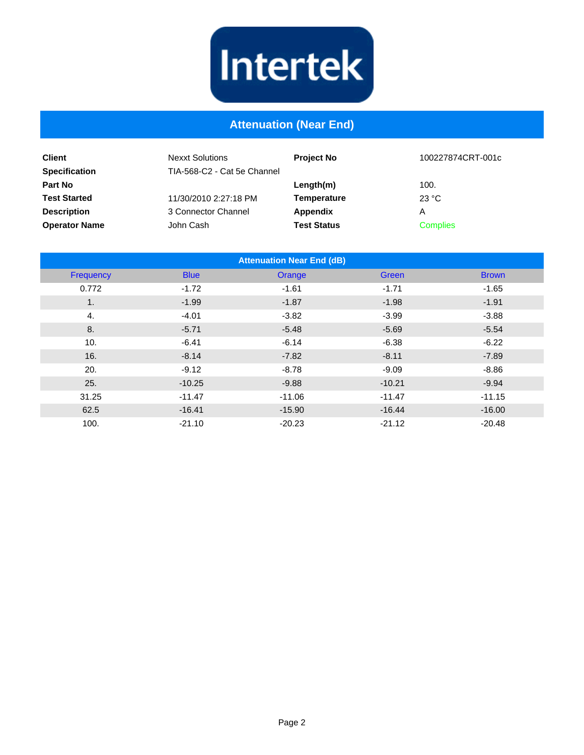Intertek

# Attenuation (Near End)

| | | | |
|---|---|---|---|
| **Client** | Nexxt Solutions | **Project No** | 100227874CRT-001c |
| **Specification** | TIA-568-C2 - Cat 5e Channel | | |
| **Part No** | | **Length(m)** | 100. |
| **Test Started** | 11/30/2010 2:27:18 PM | **Temperature** | 23 °C |
| **Description** | 3 Connector Channel | **Appendix** | A |
| **Operator Name** | John Cash | **Test Status** | Complies |

| Attenuation Near End (dB) | | | | |
|---|---|---|---|---|
| Frequency | Blue | Orange | Green | Brown |
| 0.772 | -1.72 | -1.61 | -1.71 | -1.65 |
| 1. | -1.99 | -1.87 | -1.98 | -1.91 |
| 4. | -4.01 | -3.82 | -3.99 | -3.88 |
| 8. | -5.71 | -5.48 | -5.69 | -5.54 |
| 10. | -6.41 | -6.14 | -6.38 | -6.22 |
| 16. | -8.14 | -7.82 | -8.11 | -7.89 |
| 20. | -9.12 | -8.78 | -9.09 | -8.86 |
| 25. | -10.25 | -9.88 | -10.21 | -9.94 |
| 31.25 | -11.47 | -11.06 | -11.47 | -11.15 |
| 62.5 | -16.41 | -15.90 | -16.44 | -16.00 |
| 100. | -21.10 | -20.23 | -21.12 | -20.48 |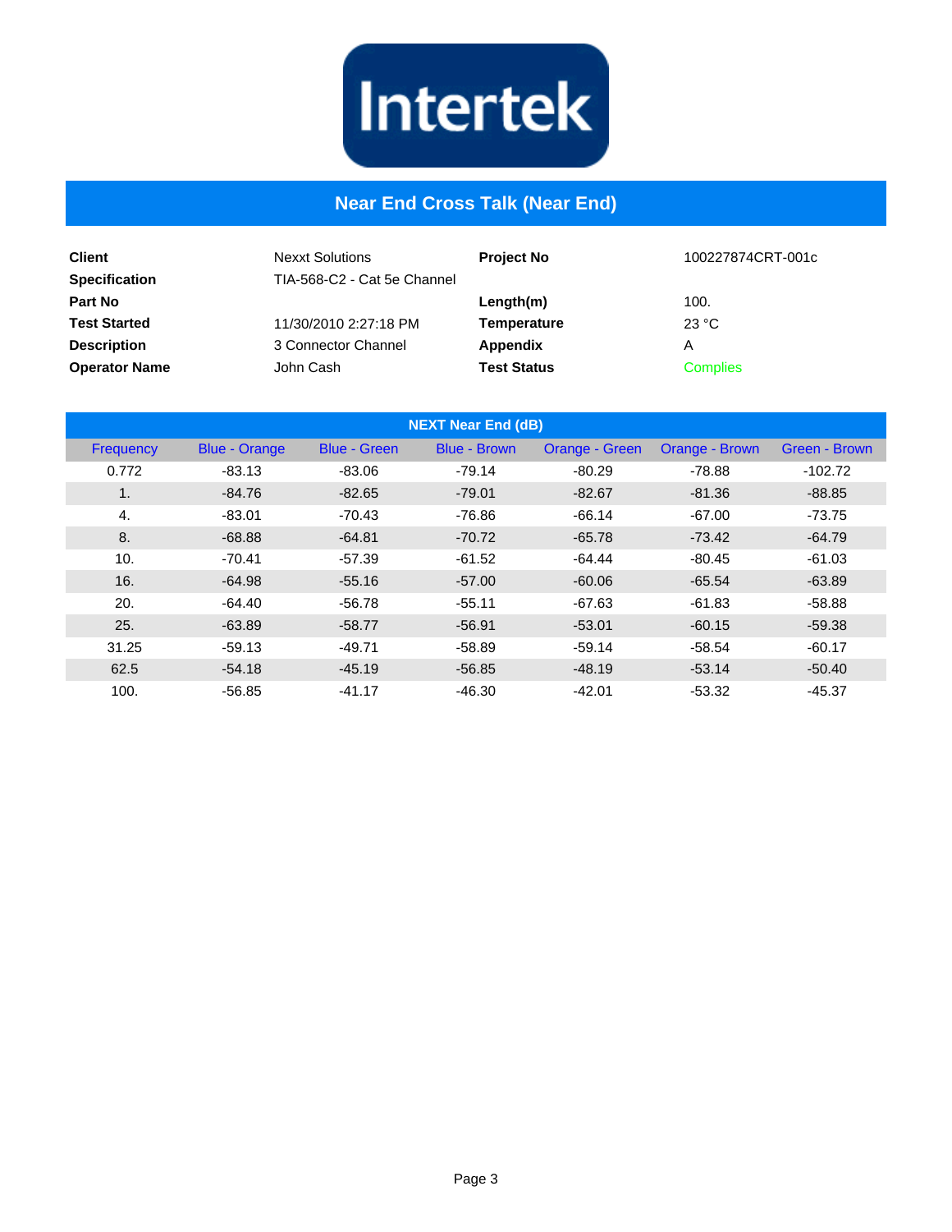Intertek

# Near End Cross Talk (Near End)

| | | | |
|---|---|---|---|
| **Client** | Nexxt Solutions | **Project No** | 100227874CRT-001c |
| **Specification** | TIA-568-C2 - Cat 5e Channel | | |
| **Part No** | | **Length(m)** | 100. |
| **Test Started** | 11/30/2010 2:27:18 PM | **Temperature** | 23 °C |
| **Description** | 3 Connector Channel | **Appendix** | A |
| **Operator Name** | John Cash | **Test Status** | Complies |

| NEXT Near End (dB) | | | | | | |
|---|---|---|---|---|---|---|
| Frequency | Blue - Orange | Blue - Green | Blue - Brown | Orange - Green | Orange - Brown | Green - Brown |
| 0.772 | -83.13 | -83.06 | -79.14 | -80.29 | -78.88 | -102.72 |
| 1. | -84.76 | -82.65 | -79.01 | -82.67 | -81.36 | -88.85 |
| 4. | -83.01 | -70.43 | -76.86 | -66.14 | -67.00 | -73.75 |
| 8. | -68.88 | -64.81 | -70.72 | -65.78 | -73.42 | -64.79 |
| 10. | -70.41 | -57.39 | -61.52 | -64.44 | -80.45 | -61.03 |
| 16. | -64.98 | -55.16 | -57.00 | -60.06 | -65.54 | -63.89 |
| 20. | -64.40 | -56.78 | -55.11 | -67.63 | -61.83 | -58.88 |
| 25. | -63.89 | -58.77 | -56.91 | -53.01 | -60.15 | -59.38 |
| 31.25 | -59.13 | -49.71 | -58.89 | -59.14 | -58.54 | -60.17 |
| 62.5 | -54.18 | -45.19 | -56.85 | -48.19 | -53.14 | -50.40 |
| 100. | -56.85 | -41.17 | -46.30 | -42.01 | -53.32 | -45.37 |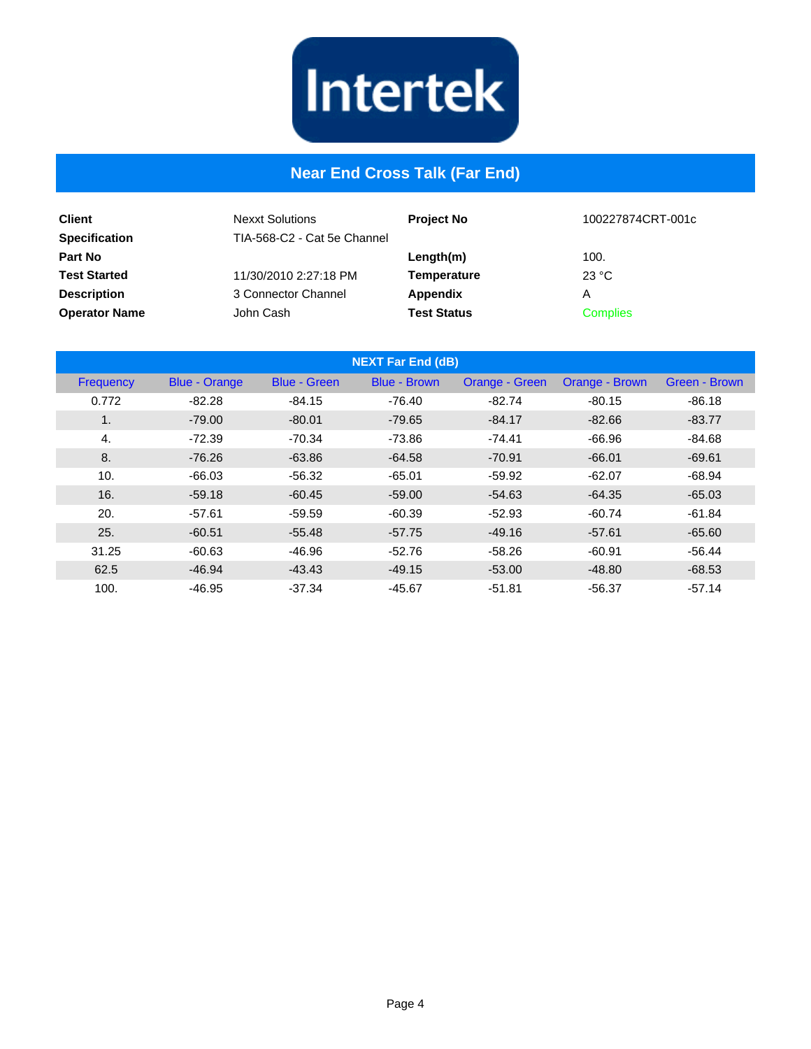Intertek

# Near End Cross Talk (Far End)

| | | | |
|---|---|---|---|
| **Client** | Nexxt Solutions | **Project No** | 100227874CRT-001c |
| **Specification** | TIA-568-C2 - Cat 5e Channel | | |
| **Part No** | | **Length(m)** | 100. |
| **Test Started** | 11/30/2010 2:27:18 PM | **Temperature** | 23 °C |
| **Description** | 3 Connector Channel | **Appendix** | A |
| **Operator Name** | John Cash | **Test Status** | Complies |

| NEXT Far End (dB) | | | | | | |
|---|---|---|---|---|---|---|
| Frequency | Blue - Orange | Blue - Green | Blue - Brown | Orange - Green | Orange - Brown | Green - Brown |
| 0.772 | -82.28 | -84.15 | -76.40 | -82.74 | -80.15 | -86.18 |
| 1. | -79.00 | -80.01 | -79.65 | -84.17 | -82.66 | -83.77 |
| 4. | -72.39 | -70.34 | -73.86 | -74.41 | -66.96 | -84.68 |
| 8. | -76.26 | -63.86 | -64.58 | -70.91 | -66.01 | -69.61 |
| 10. | -66.03 | -56.32 | -65.01 | -59.92 | -62.07 | -68.94 |
| 16. | -59.18 | -60.45 | -59.00 | -54.63 | -64.35 | -65.03 |
| 20. | -57.61 | -59.59 | -60.39 | -52.93 | -60.74 | -61.84 |
| 25. | -60.51 | -55.48 | -57.75 | -49.16 | -57.61 | -65.60 |
| 31.25 | -60.63 | -46.96 | -52.76 | -58.26 | -60.91 | -56.44 |
| 62.5 | -46.94 | -43.43 | -49.15 | -53.00 | -48.80 | -68.53 |
| 100. | -46.95 | -37.34 | -45.67 | -51.81 | -56.37 | -57.14 |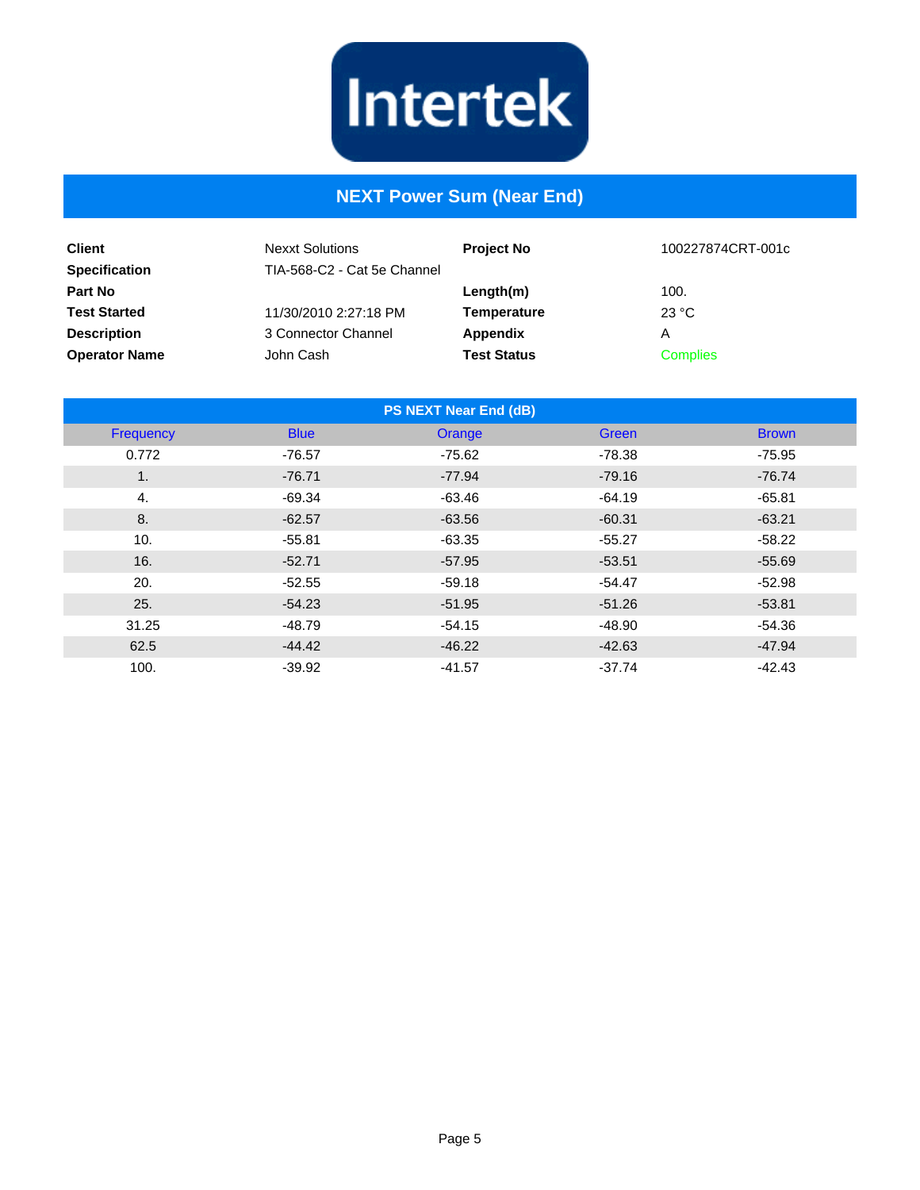Intertek

# NEXT Power Sum (Near End)

| | | | |
|---|---|---|---|
| **Client** | Nexxt Solutions | **Project No** | 100227874CRT-001c |
| **Specification** | TIA-568-C2 - Cat 5e Channel | | |
| **Part No** | | **Length(m)** | 100. |
| **Test Started** | 11/30/2010 2:27:18 PM | **Temperature** | 23 °C |
| **Description** | 3 Connector Channel | **Appendix** | A |
| **Operator Name** | John Cash | **Test Status** | Complies |

**PS NEXT Near End (dB)**

| Frequency | Blue | Orange | Green | Brown |
|---|---|---|---|---|
| 0.772 | -76.57 | -75.62 | -78.38 | -75.95 |
| 1. | -76.71 | -77.94 | -79.16 | -76.74 |
| 4. | -69.34 | -63.46 | -64.19 | -65.81 |
| 8. | -62.57 | -63.56 | -60.31 | -63.21 |
| 10. | -55.81 | -63.35 | -55.27 | -58.22 |
| 16. | -52.71 | -57.95 | -53.51 | -55.69 |
| 20. | -52.55 | -59.18 | -54.47 | -52.98 |
| 25. | -54.23 | -51.95 | -51.26 | -53.81 |
| 31.25 | -48.79 | -54.15 | -48.90 | -54.36 |
| 62.5 | -44.42 | -46.22 | -42.63 | -47.94 |
| 100. | -39.92 | -41.57 | -37.74 | -42.43 |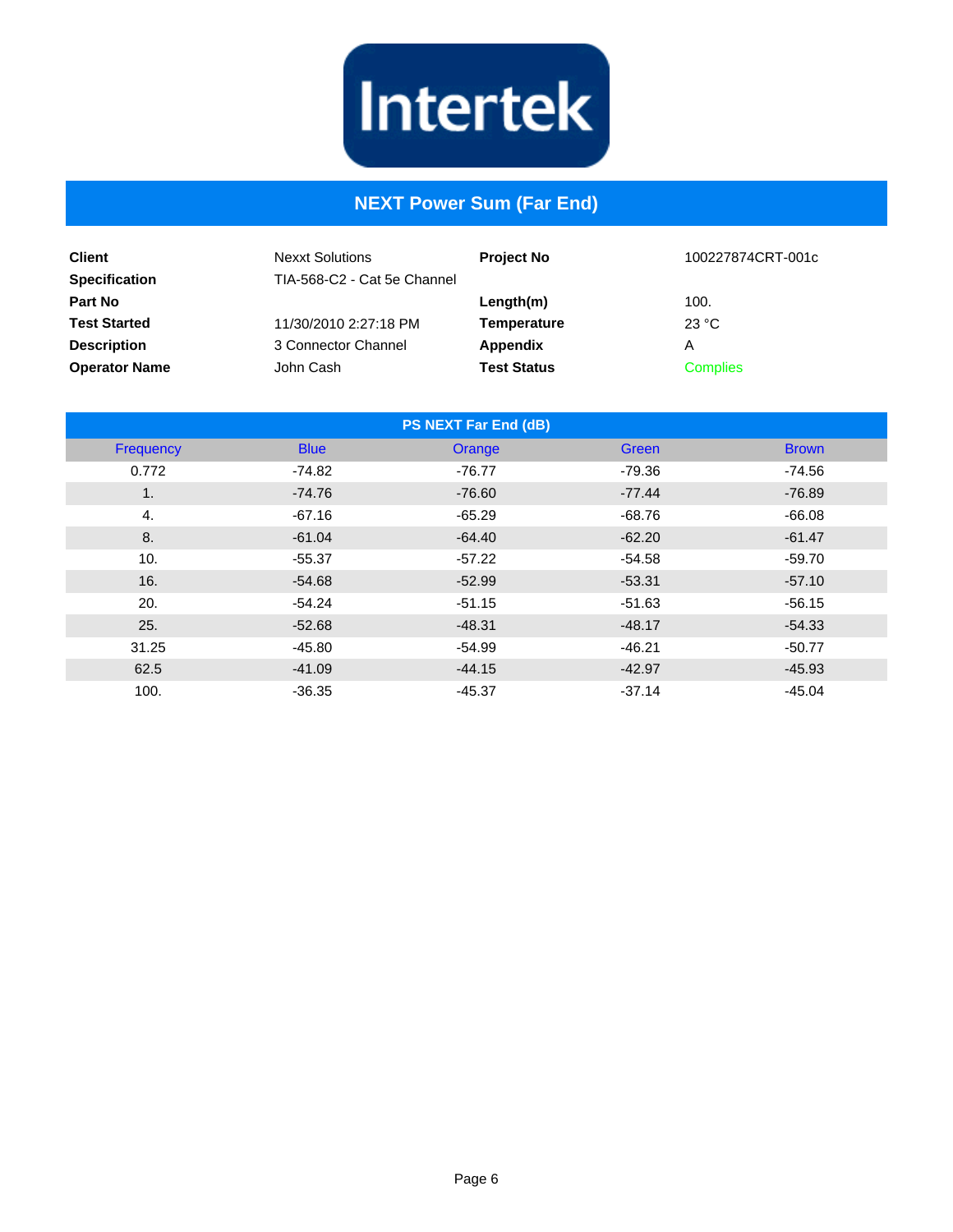Intertek

# NEXT Power Sum (Far End)

| | | | |
|---|---|---|---|
| **Client** | Nexxt Solutions | **Project No** | 100227874CRT-001c |
| **Specification** | TIA-568-C2 - Cat 5e Channel | | |
| **Part No** | | **Length(m)** | 100. |
| **Test Started** | 11/30/2010 2:27:18 PM | **Temperature** | 23 °C |
| **Description** | 3 Connector Channel | **Appendix** | A |
| **Operator Name** | John Cash | **Test Status** | Complies |

| PS NEXT Far End (dB) | | | | |
|---|---|---|---|---|
| Frequency | Blue | Orange | Green | Brown |
| 0.772 | -74.82 | -76.77 | -79.36 | -74.56 |
| 1. | -74.76 | -76.60 | -77.44 | -76.89 |
| 4. | -67.16 | -65.29 | -68.76 | -66.08 |
| 8. | -61.04 | -64.40 | -62.20 | -61.47 |
| 10. | -55.37 | -57.22 | -54.58 | -59.70 |
| 16. | -54.68 | -52.99 | -53.31 | -57.10 |
| 20. | -54.24 | -51.15 | -51.63 | -56.15 |
| 25. | -52.68 | -48.31 | -48.17 | -54.33 |
| 31.25 | -45.80 | -54.99 | -46.21 | -50.77 |
| 62.5 | -41.09 | -44.15 | -42.97 | -45.93 |
| 100. | -36.35 | -45.37 | -37.14 | -45.04 |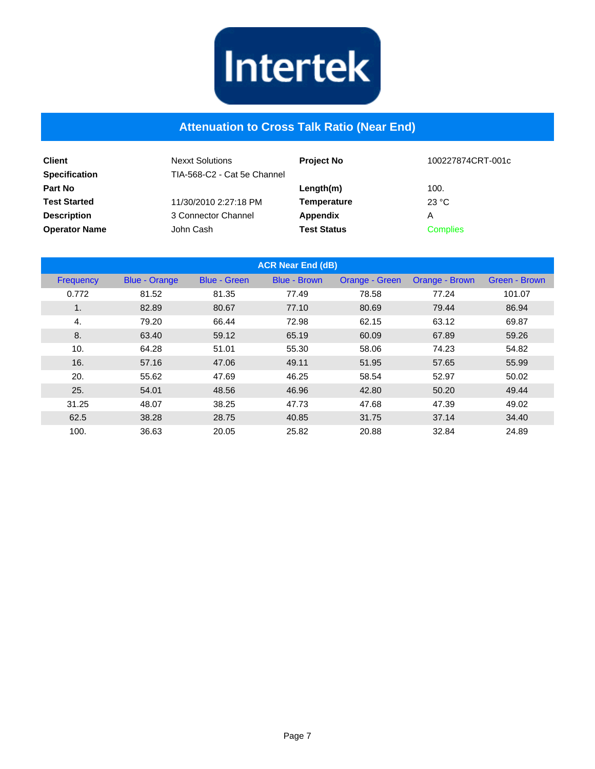Intertek

# Attenuation to Cross Talk Ratio (Near End)

| | | | |
|---|---|---|---|
| **Client** | Nexxt Solutions | **Project No** | 100227874CRT-001c |
| **Specification** | TIA-568-C2 - Cat 5e Channel | | |
| **Part No** | | **Length(m)** | 100. |
| **Test Started** | 11/30/2010 2:27:18 PM | **Temperature** | 23 °C |
| **Description** | 3 Connector Channel | **Appendix** | A |
| **Operator Name** | John Cash | **Test Status** | Complies |

| ACR Near End (dB) | | | | | | |
|---|---|---|---|---|---|---|
| Frequency | Blue - Orange | Blue - Green | Blue - Brown | Orange - Green | Orange - Brown | Green - Brown |
| 0.772 | 81.52 | 81.35 | 77.49 | 78.58 | 77.24 | 101.07 |
| 1. | 82.89 | 80.67 | 77.10 | 80.69 | 79.44 | 86.94 |
| 4. | 79.20 | 66.44 | 72.98 | 62.15 | 63.12 | 69.87 |
| 8. | 63.40 | 59.12 | 65.19 | 60.09 | 67.89 | 59.26 |
| 10. | 64.28 | 51.01 | 55.30 | 58.06 | 74.23 | 54.82 |
| 16. | 57.16 | 47.06 | 49.11 | 51.95 | 57.65 | 55.99 |
| 20. | 55.62 | 47.69 | 46.25 | 58.54 | 52.97 | 50.02 |
| 25. | 54.01 | 48.56 | 46.96 | 42.80 | 50.20 | 49.44 |
| 31.25 | 48.07 | 38.25 | 47.73 | 47.68 | 47.39 | 49.02 |
| 62.5 | 38.28 | 28.75 | 40.85 | 31.75 | 37.14 | 34.40 |
| 100. | 36.63 | 20.05 | 25.82 | 20.88 | 32.84 | 24.89 |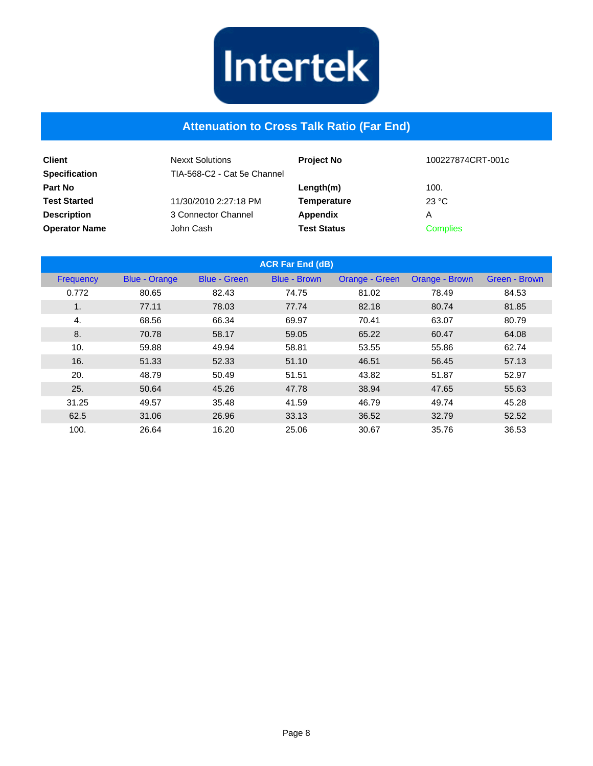Intertek

# Attenuation to Cross Talk Ratio (Far End)

| | | | |
|---|---|---|---|
| **Client** | Nexxt Solutions | **Project No** | 100227874CRT-001c |
| **Specification** | TIA-568-C2 - Cat 5e Channel | | |
| **Part No** | | **Length(m)** | 100. |
| **Test Started** | 11/30/2010 2:27:18 PM | **Temperature** | 23 °C |
| **Description** | 3 Connector Channel | **Appendix** | A |
| **Operator Name** | John Cash | **Test Status** | Complies |

**ACR Far End (dB)**

| Frequency | Blue - Orange | Blue - Green | Blue - Brown | Orange - Green | Orange - Brown | Green - Brown |
|---|---|---|---|---|---|---|
| 0.772 | 80.65 | 82.43 | 74.75 | 81.02 | 78.49 | 84.53 |
| 1. | 77.11 | 78.03 | 77.74 | 82.18 | 80.74 | 81.85 |
| 4. | 68.56 | 66.34 | 69.97 | 70.41 | 63.07 | 80.79 |
| 8. | 70.78 | 58.17 | 59.05 | 65.22 | 60.47 | 64.08 |
| 10. | 59.88 | 49.94 | 58.81 | 53.55 | 55.86 | 62.74 |
| 16. | 51.33 | 52.33 | 51.10 | 46.51 | 56.45 | 57.13 |
| 20. | 48.79 | 50.49 | 51.51 | 43.82 | 51.87 | 52.97 |
| 25. | 50.64 | 45.26 | 47.78 | 38.94 | 47.65 | 55.63 |
| 31.25 | 49.57 | 35.48 | 41.59 | 46.79 | 49.74 | 45.28 |
| 62.5 | 31.06 | 26.96 | 33.13 | 36.52 | 32.79 | 52.52 |
| 100. | 26.64 | 16.20 | 25.06 | 30.67 | 35.76 | 36.53 |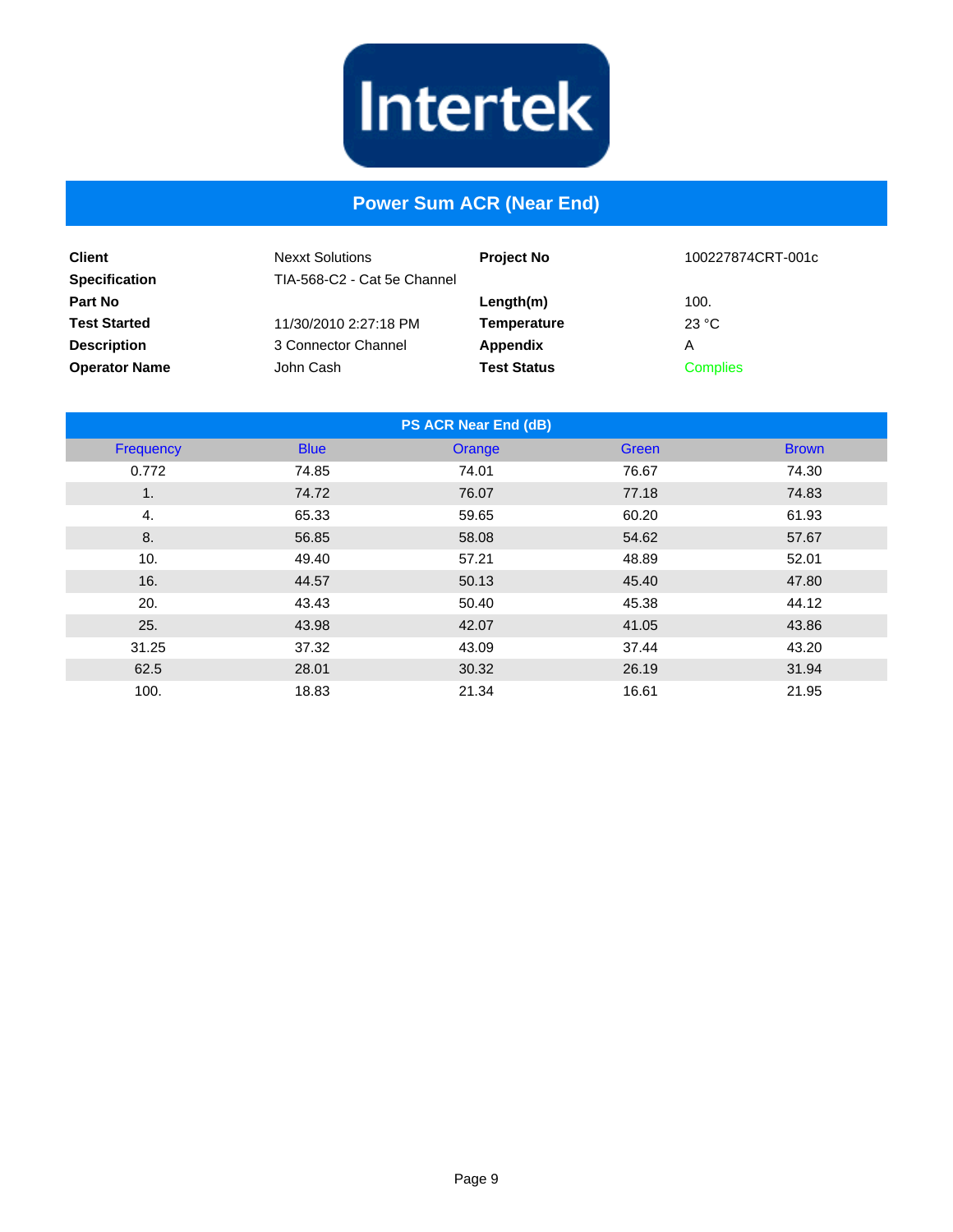# Power Sum ACR (Near End)

| | | | |
|---|---|---|---|
| **Client** | Nexxt Solutions | **Project No** | 100227874CRT-001c |
| **Specification** | TIA-568-C2 - Cat 5e Channel | | |
| **Part No** | | **Length(m)** | 100. |
| **Test Started** | 11/30/2010 2:27:18 PM | **Temperature** | 23 °C |
| **Description** | 3 Connector Channel | **Appendix** | A |
| **Operator Name** | John Cash | **Test Status** | Complies |

| PS ACR Near End (dB) | | | | |
|---|---|---|---|---|
| Frequency | Blue | Orange | Green | Brown |
| 0.772 | 74.85 | 74.01 | 76.67 | 74.30 |
| 1. | 74.72 | 76.07 | 77.18 | 74.83 |
| 4. | 65.33 | 59.65 | 60.20 | 61.93 |
| 8. | 56.85 | 58.08 | 54.62 | 57.67 |
| 10. | 49.40 | 57.21 | 48.89 | 52.01 |
| 16. | 44.57 | 50.13 | 45.40 | 47.80 |
| 20. | 43.43 | 50.40 | 45.38 | 44.12 |
| 25. | 43.98 | 42.07 | 41.05 | 43.86 |
| 31.25 | 37.32 | 43.09 | 37.44 | 43.20 |
| 62.5 | 28.01 | 30.32 | 26.19 | 31.94 |
| 100. | 18.83 | 21.34 | 16.61 | 21.95 |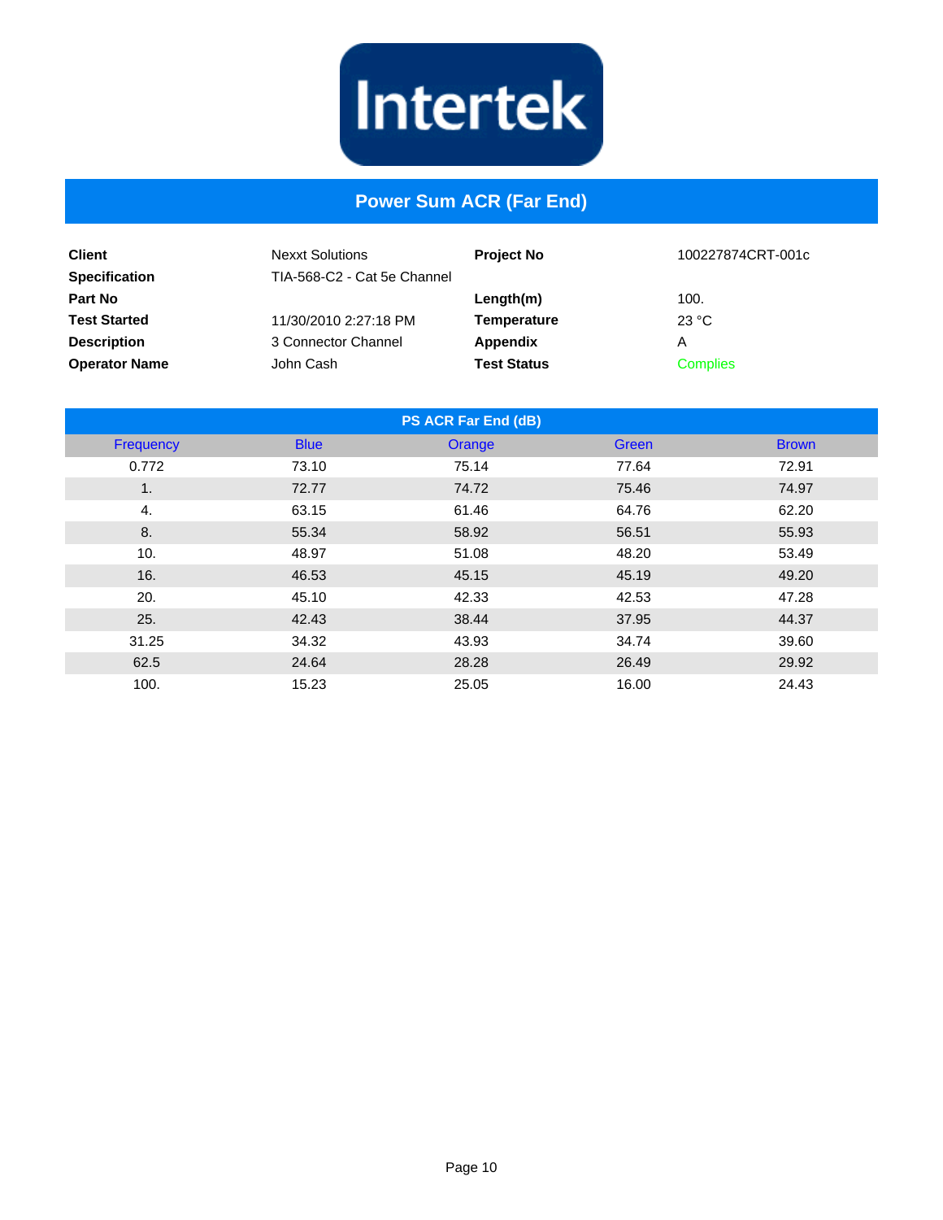Intertek

# Power Sum ACR (Far End)

| | | | |
|---|---|---|---|
| **Client** | Nexxt Solutions | **Project No** | 100227874CRT-001c |
| **Specification** | TIA-568-C2 - Cat 5e Channel | | |
| **Part No** | | **Length(m)** | 100. |
| **Test Started** | 11/30/2010 2:27:18 PM | **Temperature** | 23 °C |
| **Description** | 3 Connector Channel | **Appendix** | A |
| **Operator Name** | John Cash | **Test Status** | Complies |

**PS ACR Far End (dB)**

| Frequency | Blue | Orange | Green | Brown |
|---|---|---|---|---|
| 0.772 | 73.10 | 75.14 | 77.64 | 72.91 |
| 1. | 72.77 | 74.72 | 75.46 | 74.97 |
| 4. | 63.15 | 61.46 | 64.76 | 62.20 |
| 8. | 55.34 | 58.92 | 56.51 | 55.93 |
| 10. | 48.97 | 51.08 | 48.20 | 53.49 |
| 16. | 46.53 | 45.15 | 45.19 | 49.20 |
| 20. | 45.10 | 42.33 | 42.53 | 47.28 |
| 25. | 42.43 | 38.44 | 37.95 | 44.37 |
| 31.25 | 34.32 | 43.93 | 34.74 | 39.60 |
| 62.5 | 24.64 | 28.28 | 26.49 | 29.92 |
| 100. | 15.23 | 25.05 | 16.00 | 24.43 |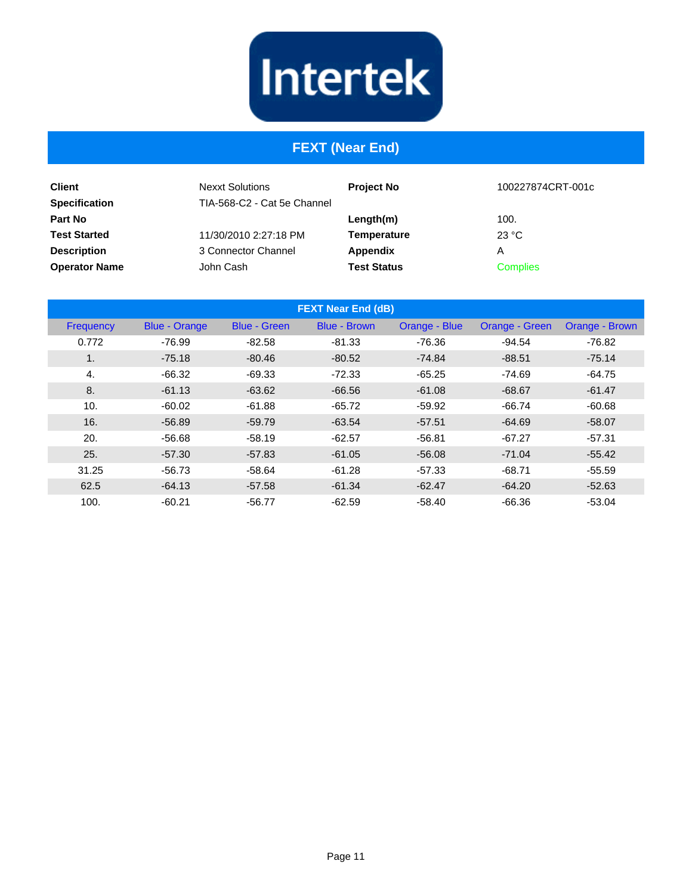Intertek

# FEXT (Near End)

| | | | |
|---|---|---|---|
| **Client** | Nexxt Solutions | **Project No** | 100227874CRT-001c |
| **Specification** | TIA-568-C2 - Cat 5e Channel | | |
| **Part No** | | **Length(m)** | 100. |
| **Test Started** | 11/30/2010 2:27:18 PM | **Temperature** | 23 °C |
| **Description** | 3 Connector Channel | **Appendix** | A |
| **Operator Name** | John Cash | **Test Status** | Complies |

**FEXT Near End (dB)**

| Frequency | Blue - Orange | Blue - Green | Blue - Brown | Orange - Blue | Orange - Green | Orange - Brown |
|---|---|---|---|---|---|---|
| 0.772 | -76.99 | -82.58 | -81.33 | -76.36 | -94.54 | -76.82 |
| 1. | -75.18 | -80.46 | -80.52 | -74.84 | -88.51 | -75.14 |
| 4. | -66.32 | -69.33 | -72.33 | -65.25 | -74.69 | -64.75 |
| 8. | -61.13 | -63.62 | -66.56 | -61.08 | -68.67 | -61.47 |
| 10. | -60.02 | -61.88 | -65.72 | -59.92 | -66.74 | -60.68 |
| 16. | -56.89 | -59.79 | -63.54 | -57.51 | -64.69 | -58.07 |
| 20. | -56.68 | -58.19 | -62.57 | -56.81 | -67.27 | -57.31 |
| 25. | -57.30 | -57.83 | -61.05 | -56.08 | -71.04 | -55.42 |
| 31.25 | -56.73 | -58.64 | -61.28 | -57.33 | -68.71 | -55.59 |
| 62.5 | -64.13 | -57.58 | -61.34 | -62.47 | -64.20 | -52.63 |
| 100. | -60.21 | -56.77 | -62.59 | -58.40 | -66.36 | -53.04 |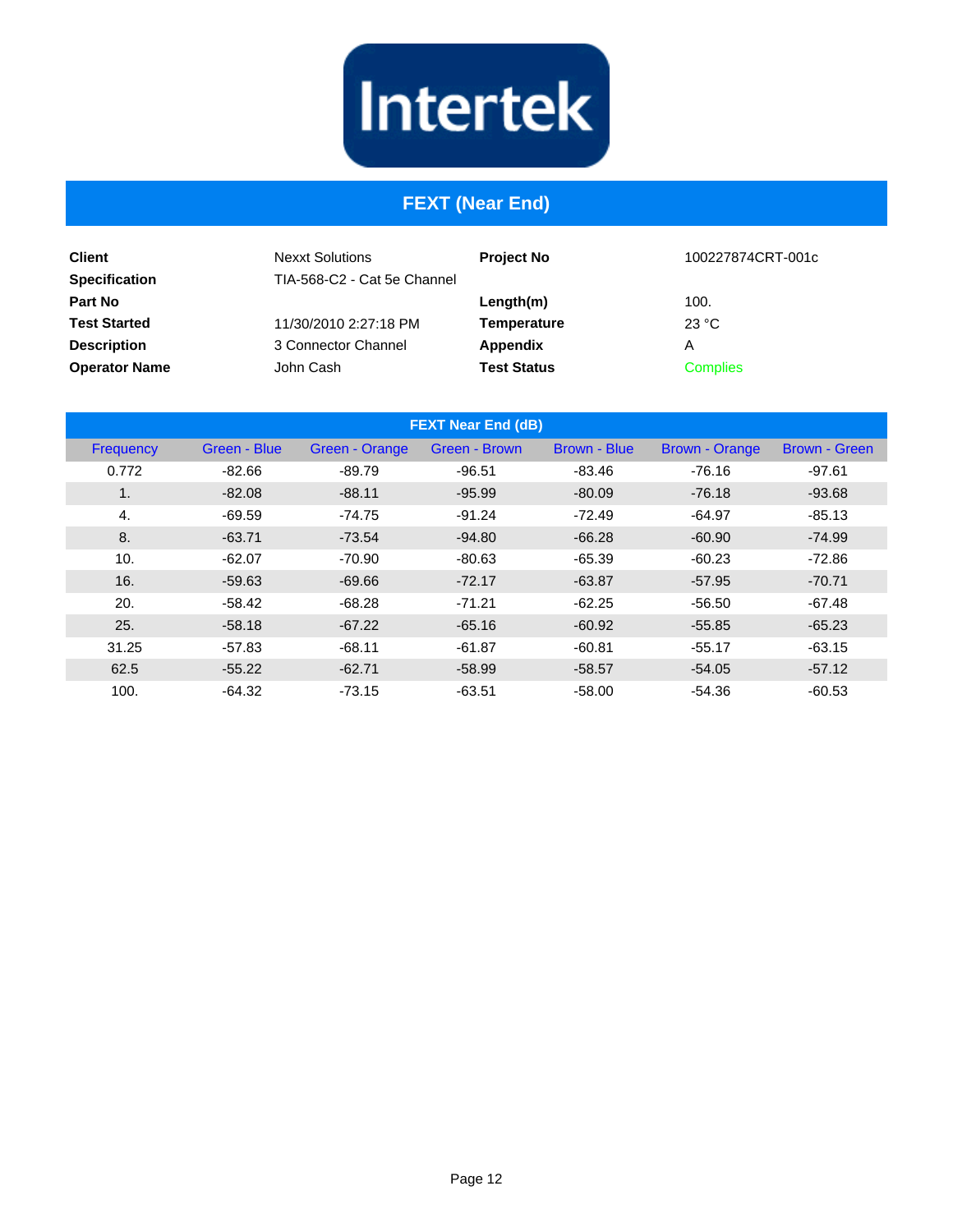Intertek

# FEXT (Near End)

| | | | |
|---|---|---|---|
| **Client** | Nexxt Solutions | **Project No** | 100227874CRT-001c |
| **Specification** | TIA-568-C2 - Cat 5e Channel | | |
| **Part No** | | **Length(m)** | 100. |
| **Test Started** | 11/30/2010 2:27:18 PM | **Temperature** | 23 °C |
| **Description** | 3 Connector Channel | **Appendix** | A |
| **Operator Name** | John Cash | **Test Status** | Complies |

**FEXT Near End (dB)**

| Frequency | Green - Blue | Green - Orange | Green - Brown | Brown - Blue | Brown - Orange | Brown - Green |
|---|---|---|---|---|---|---|
| 0.772 | -82.66 | -89.79 | -96.51 | -83.46 | -76.16 | -97.61 |
| 1. | -82.08 | -88.11 | -95.99 | -80.09 | -76.18 | -93.68 |
| 4. | -69.59 | -74.75 | -91.24 | -72.49 | -64.97 | -85.13 |
| 8. | -63.71 | -73.54 | -94.80 | -66.28 | -60.90 | -74.99 |
| 10. | -62.07 | -70.90 | -80.63 | -65.39 | -60.23 | -72.86 |
| 16. | -59.63 | -69.66 | -72.17 | -63.87 | -57.95 | -70.71 |
| 20. | -58.42 | -68.28 | -71.21 | -62.25 | -56.50 | -67.48 |
| 25. | -58.18 | -67.22 | -65.16 | -60.92 | -55.85 | -65.23 |
| 31.25 | -57.83 | -68.11 | -61.87 | -60.81 | -55.17 | -63.15 |
| 62.5 | -55.22 | -62.71 | -58.99 | -58.57 | -54.05 | -57.12 |
| 100. | -64.32 | -73.15 | -63.51 | -58.00 | -54.36 | -60.53 |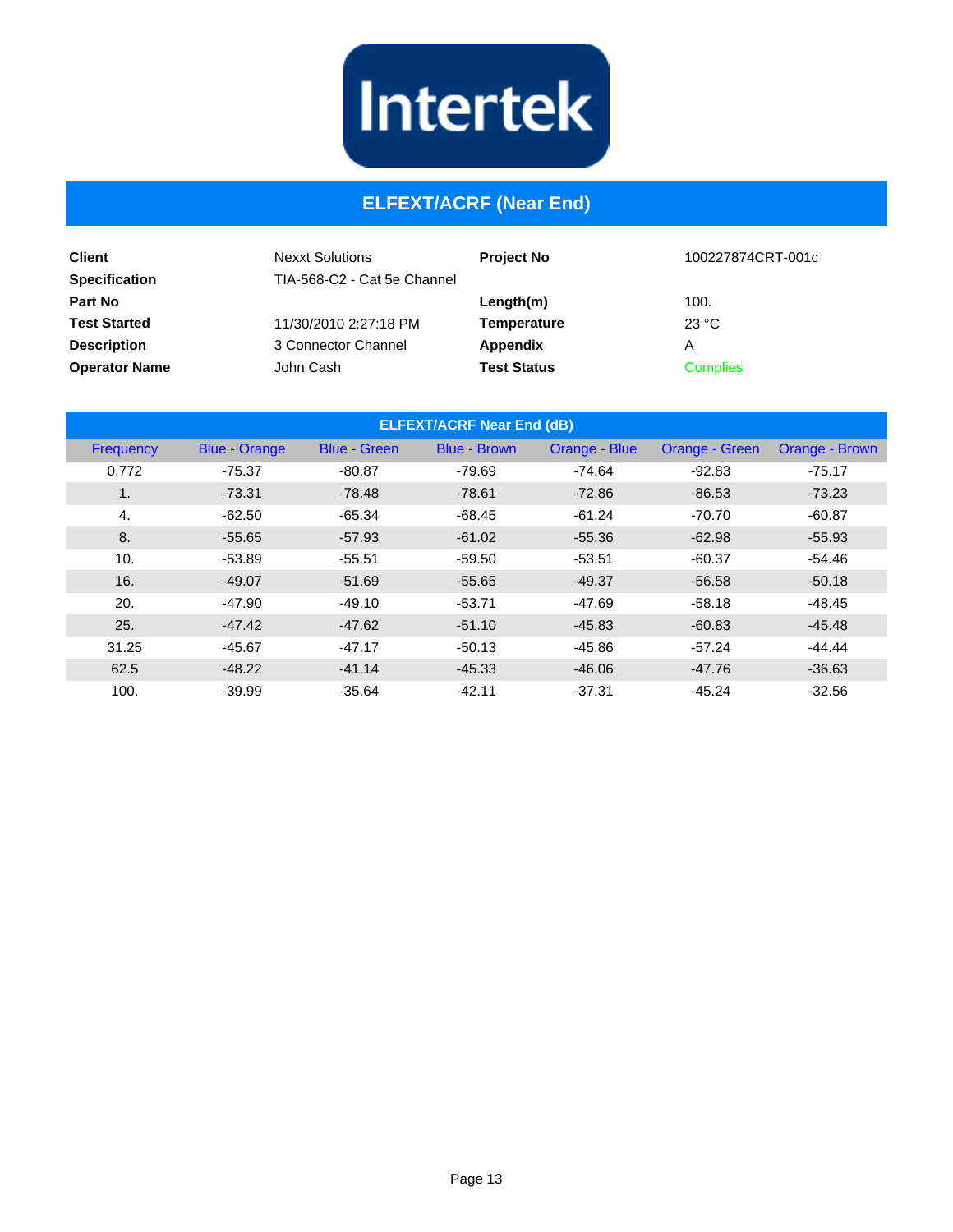Intertek

# ELFEXT/ACRF (Near End)

| | | | |
|---|---|---|---|
| **Client** | Nexxt Solutions | **Project No** | 100227874CRT-001c |
| **Specification** | TIA-568-C2 - Cat 5e Channel | | |
| **Part No** | | **Length(m)** | 100. |
| **Test Started** | 11/30/2010 2:27:18 PM | **Temperature** | 23 °C |
| **Description** | 3 Connector Channel | **Appendix** | A |
| **Operator Name** | John Cash | **Test Status** | Complies |

**ELFEXT/ACRF Near End (dB)**

| Frequency | Blue - Orange | Blue - Green | Blue - Brown | Orange - Blue | Orange - Green | Orange - Brown |
|---|---|---|---|---|---|---|
| 0.772 | -75.37 | -80.87 | -79.69 | -74.64 | -92.83 | -75.17 |
| 1. | -73.31 | -78.48 | -78.61 | -72.86 | -86.53 | -73.23 |
| 4. | -62.50 | -65.34 | -68.45 | -61.24 | -70.70 | -60.87 |
| 8. | -55.65 | -57.93 | -61.02 | -55.36 | -62.98 | -55.93 |
| 10. | -53.89 | -55.51 | -59.50 | -53.51 | -60.37 | -54.46 |
| 16. | -49.07 | -51.69 | -55.65 | -49.37 | -56.58 | -50.18 |
| 20. | -47.90 | -49.10 | -53.71 | -47.69 | -58.18 | -48.45 |
| 25. | -47.42 | -47.62 | -51.10 | -45.83 | -60.83 | -45.48 |
| 31.25 | -45.67 | -47.17 | -50.13 | -45.86 | -57.24 | -44.44 |
| 62.5 | -48.22 | -41.14 | -45.33 | -46.06 | -47.76 | -36.63 |
| 100. | -39.99 | -35.64 | -42.11 | -37.31 | -45.24 | -32.56 |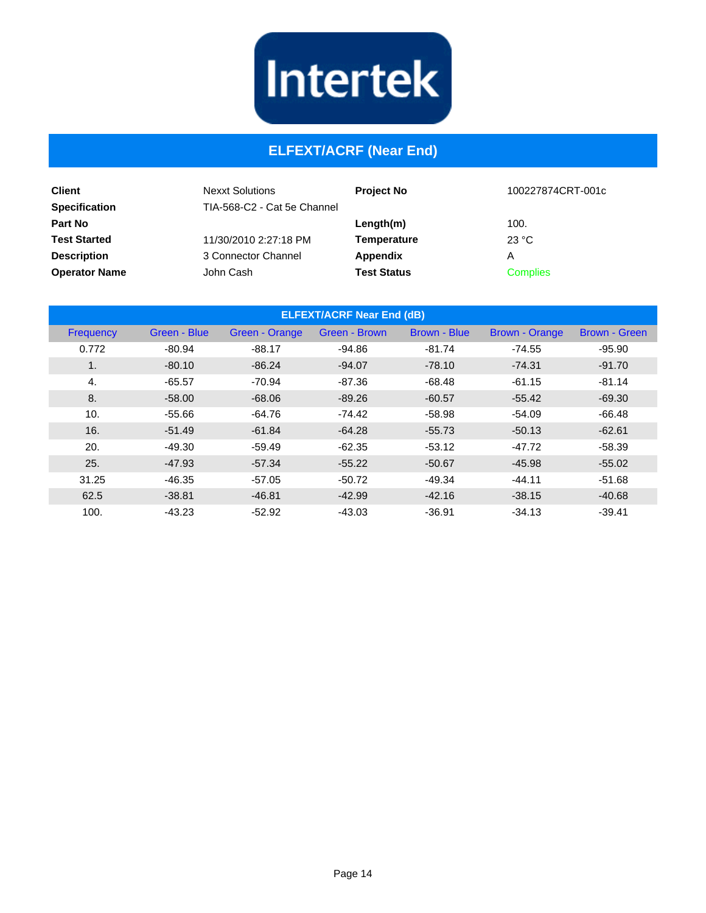Intertek

# ELFEXT/ACRF (Near End)

| | | | |
|---|---|---|---|
| **Client** | Nexxt Solutions | **Project No** | 100227874CRT-001c |
| **Specification** | TIA-568-C2 - Cat 5e Channel | | |
| **Part No** | | **Length(m)** | 100. |
| **Test Started** | 11/30/2010 2:27:18 PM | **Temperature** | 23 °C |
| **Description** | 3 Connector Channel | **Appendix** | A |
| **Operator Name** | John Cash | **Test Status** | Complies |

**ELFEXT/ACRF Near End (dB)**

| Frequency | Green - Blue | Green - Orange | Green - Brown | Brown - Blue | Brown - Orange | Brown - Green |
|---|---|---|---|---|---|---|
| 0.772 | -80.94 | -88.17 | -94.86 | -81.74 | -74.55 | -95.90 |
| 1. | -80.10 | -86.24 | -94.07 | -78.10 | -74.31 | -91.70 |
| 4. | -65.57 | -70.94 | -87.36 | -68.48 | -61.15 | -81.14 |
| 8. | -58.00 | -68.06 | -89.26 | -60.57 | -55.42 | -69.30 |
| 10. | -55.66 | -64.76 | -74.42 | -58.98 | -54.09 | -66.48 |
| 16. | -51.49 | -61.84 | -64.28 | -55.73 | -50.13 | -62.61 |
| 20. | -49.30 | -59.49 | -62.35 | -53.12 | -47.72 | -58.39 |
| 25. | -47.93 | -57.34 | -55.22 | -50.67 | -45.98 | -55.02 |
| 31.25 | -46.35 | -57.05 | -50.72 | -49.34 | -44.11 | -51.68 |
| 62.5 | -38.81 | -46.81 | -42.99 | -42.16 | -38.15 | -40.68 |
| 100. | -43.23 | -52.92 | -43.03 | -36.91 | -34.13 | -39.41 |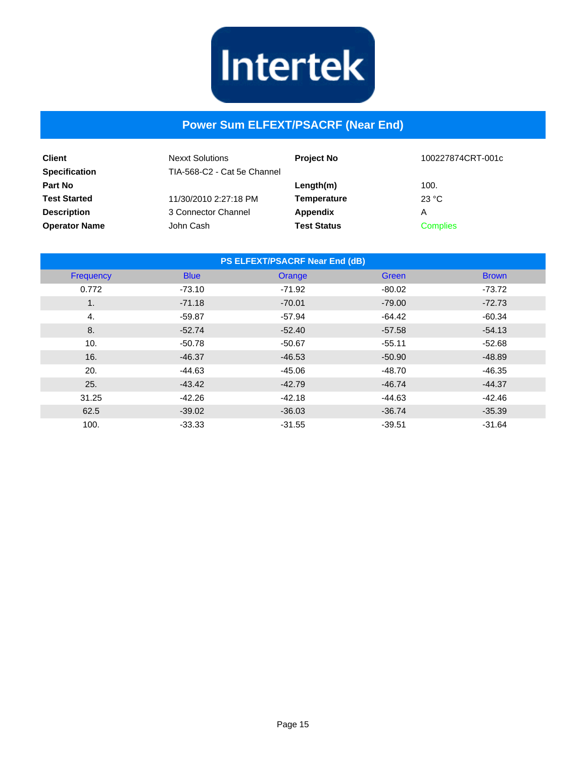# Power Sum ELFEXT/PSACRF (Near End)

| | | | |
|---|---|---|---|
| **Client** | Nexxt Solutions | **Project No** | 100227874CRT-001c |
| **Specification** | TIA-568-C2 - Cat 5e Channel | | |
| **Part No** | | **Length(m)** | 100. |
| **Test Started** | 11/30/2010 2:27:18 PM | **Temperature** | 23 °C |
| **Description** | 3 Connector Channel | **Appendix** | A |
| **Operator Name** | John Cash | **Test Status** | Complies |

**PS ELFEXT/PSACRF Near End (dB)**

| Frequency | Blue | Orange | Green | Brown |
|---|---|---|---|---|
| 0.772 | -73.10 | -71.92 | -80.02 | -73.72 |
| 1. | -71.18 | -70.01 | -79.00 | -72.73 |
| 4. | -59.87 | -57.94 | -64.42 | -60.34 |
| 8. | -52.74 | -52.40 | -57.58 | -54.13 |
| 10. | -50.78 | -50.67 | -55.11 | -52.68 |
| 16. | -46.37 | -46.53 | -50.90 | -48.89 |
| 20. | -44.63 | -45.06 | -48.70 | -46.35 |
| 25. | -43.42 | -42.79 | -46.74 | -44.37 |
| 31.25 | -42.26 | -42.18 | -44.63 | -42.46 |
| 62.5 | -39.02 | -36.03 | -36.74 | -35.39 |
| 100. | -33.33 | -31.55 | -39.51 | -31.64 |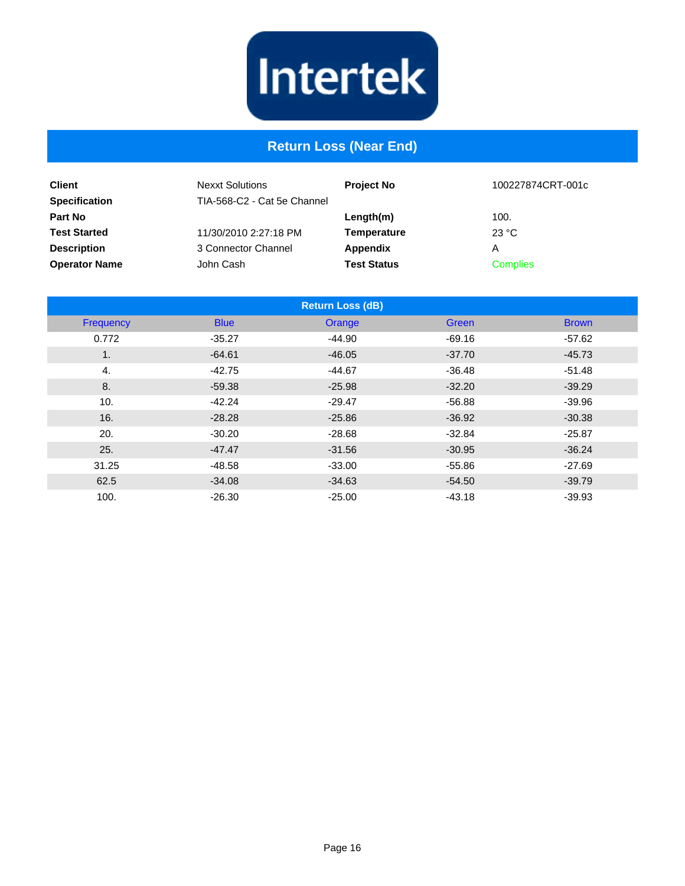Intertek

# Return Loss (Near End)

| | | | |
|---|---|---|---|
| **Client** | Nexxt Solutions | **Project No** | 100227874CRT-001c |
| **Specification** | TIA-568-C2 - Cat 5e Channel | | |
| **Part No** | | **Length(m)** | 100. |
| **Test Started** | 11/30/2010 2:27:18 PM | **Temperature** | 23 °C |
| **Description** | 3 Connector Channel | **Appendix** | A |
| **Operator Name** | John Cash | **Test Status** | Complies |

| Return Loss (dB) | | | | |
|---|---|---|---|---|
| Frequency | Blue | Orange | Green | Brown |
| 0.772 | -35.27 | -44.90 | -69.16 | -57.62 |
| 1. | -64.61 | -46.05 | -37.70 | -45.73 |
| 4. | -42.75 | -44.67 | -36.48 | -51.48 |
| 8. | -59.38 | -25.98 | -32.20 | -39.29 |
| 10. | -42.24 | -29.47 | -56.88 | -39.96 |
| 16. | -28.28 | -25.86 | -36.92 | -30.38 |
| 20. | -30.20 | -28.68 | -32.84 | -25.87 |
| 25. | -47.47 | -31.56 | -30.95 | -36.24 |
| 31.25 | -48.58 | -33.00 | -55.86 | -27.69 |
| 62.5 | -34.08 | -34.63 | -54.50 | -39.79 |
| 100. | -26.30 | -25.00 | -43.18 | -39.93 |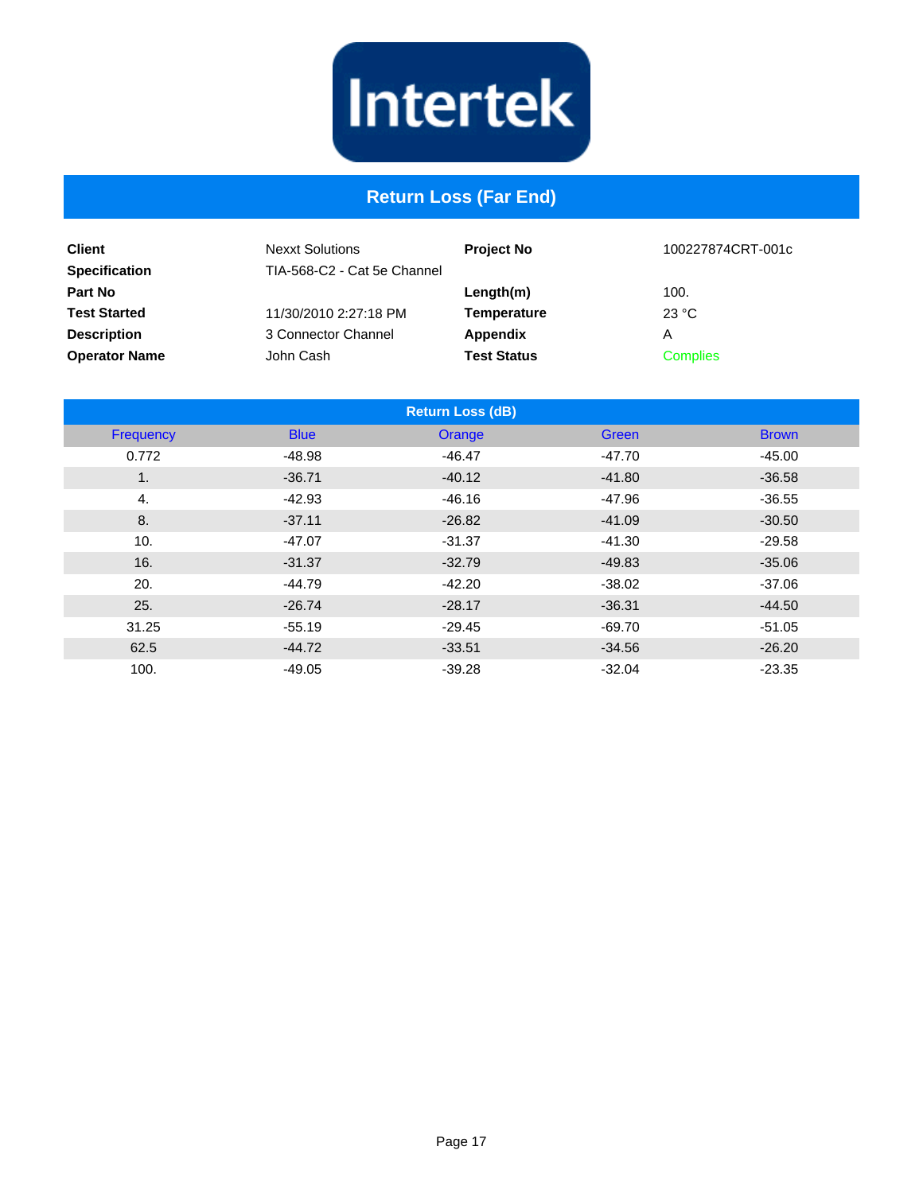Intertek

# Return Loss (Far End)

| | | | |
|---|---|---|---|
| **Client** | Nexxt Solutions | **Project No** | 100227874CRT-001c |
| **Specification** | TIA-568-C2 - Cat 5e Channel | | |
| **Part No** | | **Length(m)** | 100. |
| **Test Started** | 11/30/2010 2:27:18 PM | **Temperature** | 23 °C |
| **Description** | 3 Connector Channel | **Appendix** | A |
| **Operator Name** | John Cash | **Test Status** | Complies |

| Return Loss (dB) | | | | |
|---|---|---|---|---|
| Frequency | Blue | Orange | Green | Brown |
| 0.772 | -48.98 | -46.47 | -47.70 | -45.00 |
| 1. | -36.71 | -40.12 | -41.80 | -36.58 |
| 4. | -42.93 | -46.16 | -47.96 | -36.55 |
| 8. | -37.11 | -26.82 | -41.09 | -30.50 |
| 10. | -47.07 | -31.37 | -41.30 | -29.58 |
| 16. | -31.37 | -32.79 | -49.83 | -35.06 |
| 20. | -44.79 | -42.20 | -38.02 | -37.06 |
| 25. | -26.74 | -28.17 | -36.31 | -44.50 |
| 31.25 | -55.19 | -29.45 | -69.70 | -51.05 |
| 62.5 | -44.72 | -33.51 | -34.56 | -26.20 |
| 100. | -49.05 | -39.28 | -32.04 | -23.35 |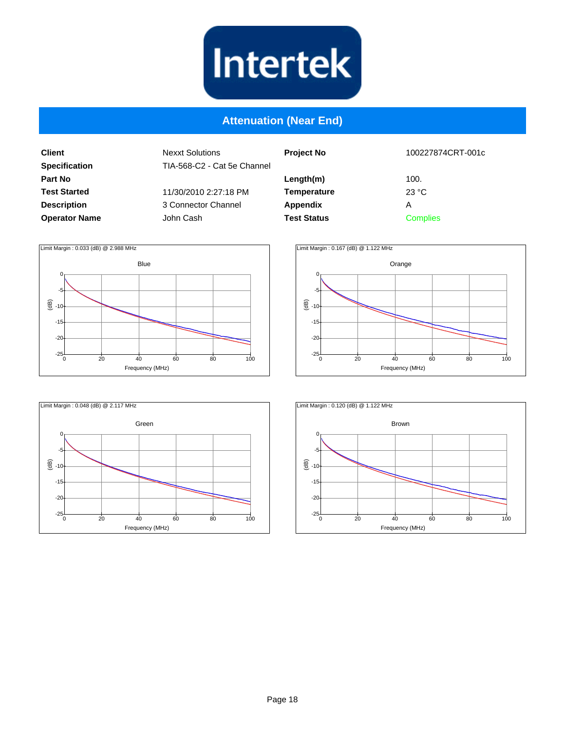# Attenuation (Near End)

| Client | Nexxt Solutions | Project No | 100227874CRT-001c |
|---|---|---|---|
| Specification | TIA-568-C2 - Cat 5e Channel | | |
| Part No | | Length(m) | 100. |
| Test Started | 11/30/2010 2:27:18 PM | Temperature | 23 °C |
| Description | 3 Connector Channel | Appendix | A |
| Operator Name | John Cash | Test Status | Complies |

Limit Margin : 0.033 (dB) @ 2.988 MHz

Blue

Limit Margin : 0.167 (dB) @ 1.122 MHz

Orange

Limit Margin : 0.048 (dB) @ 2.117 MHz

Green

Limit Margin : 0.120 (dB) @ 1.122 MHz

Brown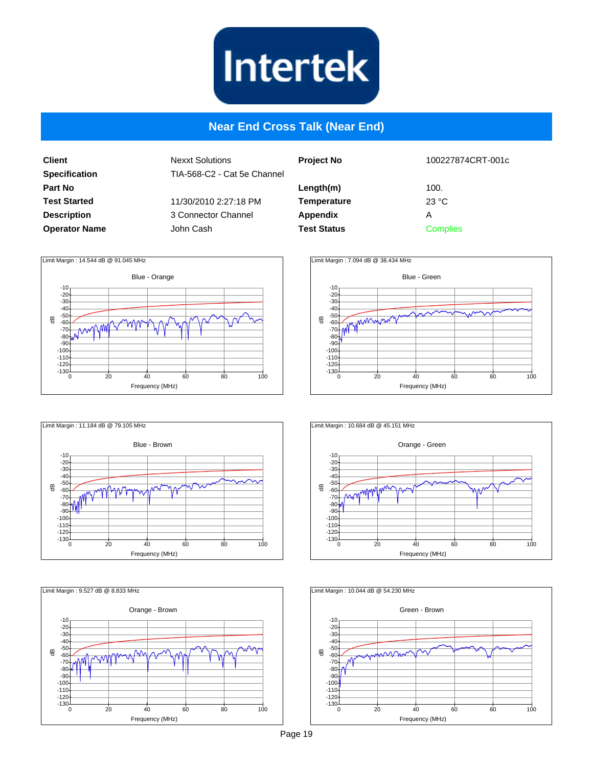# Near End Cross Talk (Near End)

| | | | |
|---|---|---|---|
| **Client** | Nexxt Solutions | **Project No** | 100227874CRT-001c |
| **Specification** | TIA-568-C2 - Cat 5e Channel | | |
| **Part No** | | **Length(m)** | 100. |
| **Test Started** | 11/30/2010 2:27:18 PM | **Temperature** | 23 °C |
| **Description** | 3 Connector Channel | **Appendix** | A |
| **Operator Name** | John Cash | **Test Status** | Complies |

Limit Margin : 14.544 dB @ 91.045 MHz

Blue - Orange

Limit Margin : 7.094 dB @ 38.434 MHz

Blue - Green

Limit Margin : 11.184 dB @ 79.105 MHz

Blue - Brown

Limit Margin : 10.684 dB @ 45.151 MHz

Orange - Green

Limit Margin : 9.527 dB @ 8.833 MHz

Orange - Brown

Limit Margin : 10.044 dB @ 54.230 MHz

Green - Brown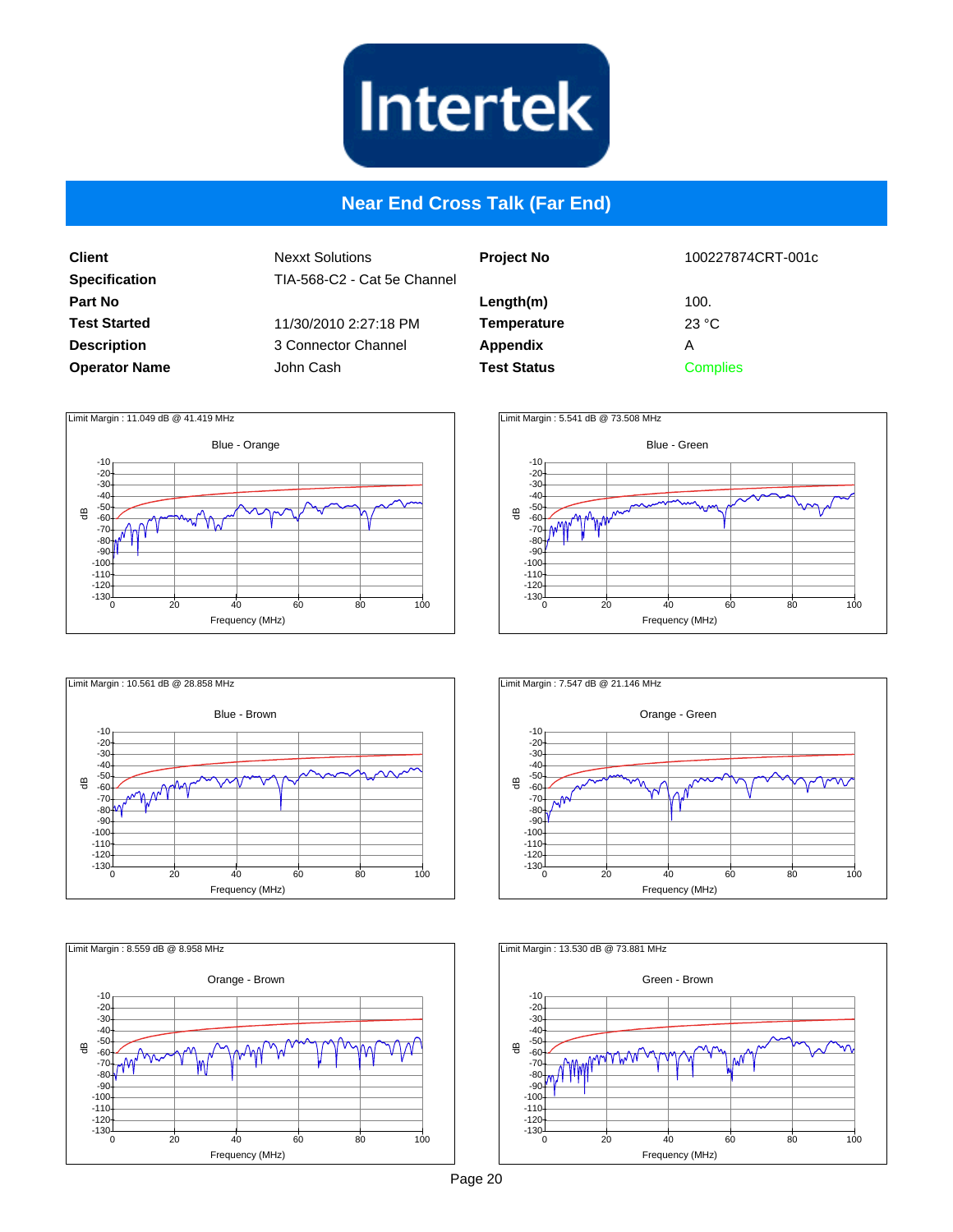# Near End Cross Talk (Far End)

| | | | |
|---|---|---|---|
| **Client** | Nexxt Solutions | **Project No** | 100227874CRT-001c |
| **Specification** | TIA-568-C2 - Cat 5e Channel | | |
| **Part No** | | **Length(m)** | 100. |
| **Test Started** | 11/30/2010 2:27:18 PM | **Temperature** | 23 °C |
| **Description** | 3 Connector Channel | **Appendix** | A |
| **Operator Name** | John Cash | **Test Status** | Complies |

Limit Margin : 11.049 dB @ 41.419 MHz

Blue - Orange

Limit Margin : 5.541 dB @ 73.508 MHz

Blue - Green

Limit Margin : 10.561 dB @ 28.858 MHz

Blue - Brown

Limit Margin : 7.547 dB @ 21.146 MHz

Orange - Green

Limit Margin : 8.559 dB @ 8.958 MHz

Orange - Brown

Limit Margin : 13.530 dB @ 73.881 MHz

Green - Brown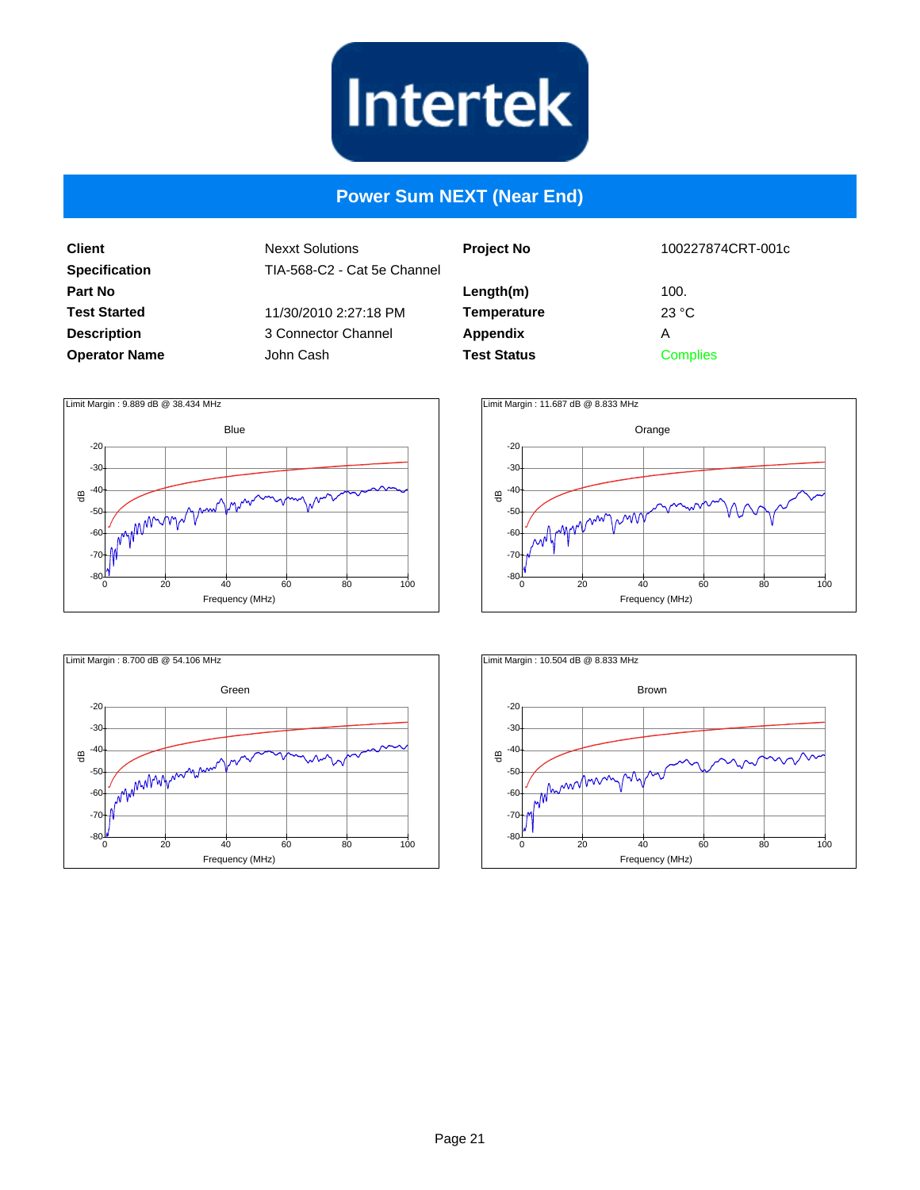# Power Sum NEXT (Near End)

| | | | |
|---|---|---|---|
| **Client** | Nexxt Solutions | **Project No** | 100227874CRT-001c |
| **Specification** | TIA-568-C2 - Cat 5e Channel | | |
| **Part No** | | **Length(m)** | 100. |
| **Test Started** | 11/30/2010 2:27:18 PM | **Temperature** | 23 °C |
| **Description** | 3 Connector Channel | **Appendix** | A |
| **Operator Name** | John Cash | **Test Status** | Complies |

Limit Margin : 9.889 dB @ 38.434 MHz

Blue

Limit Margin : 11.687 dB @ 8.833 MHz

Orange

Limit Margin : 8.700 dB @ 54.106 MHz

Green

Limit Margin : 10.504 dB @ 8.833 MHz

Brown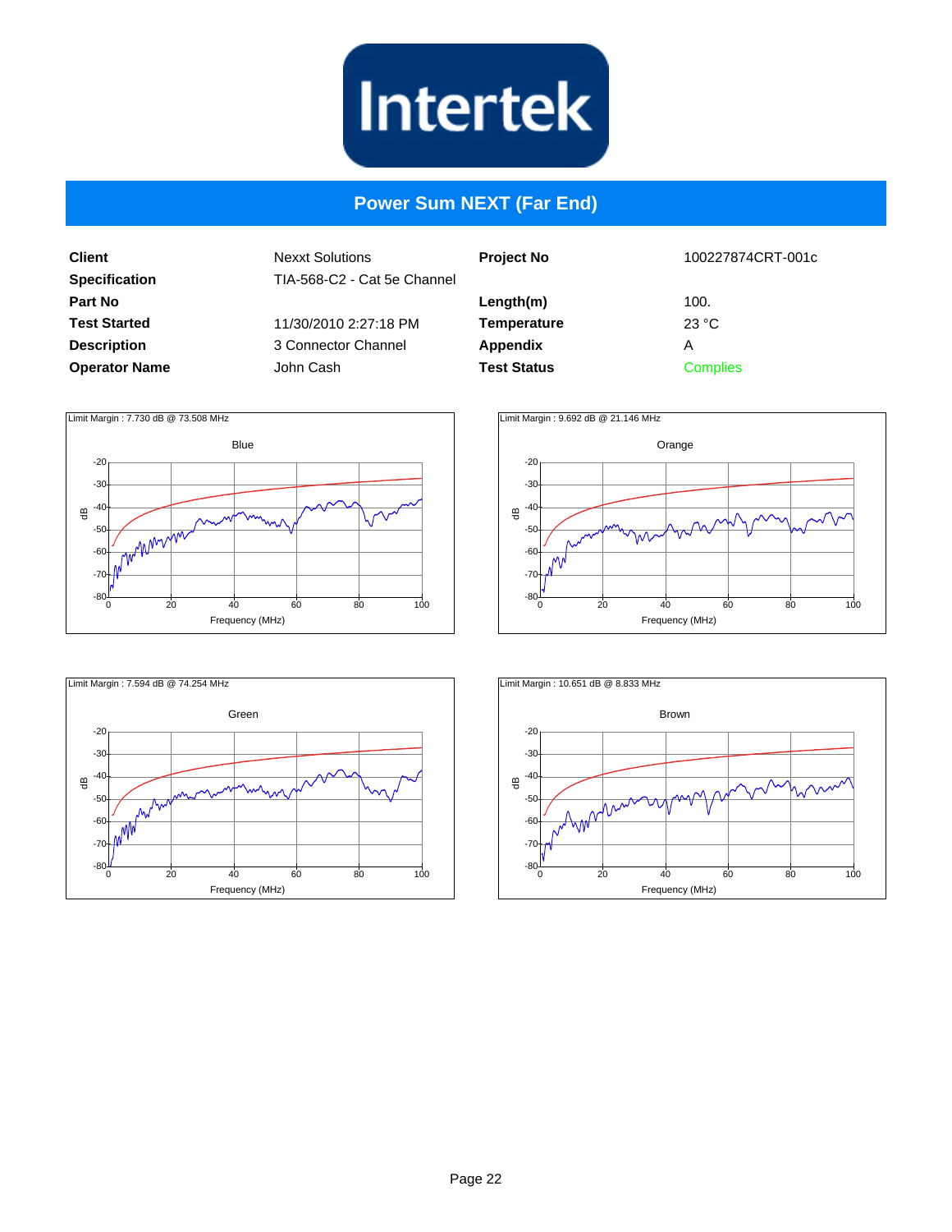## Power Sum NEXT (Far End)

| | | | |
|---|---|---|---|
| **Client** | Nexxt Solutions | **Project No** | 100227874CRT-001c |
| **Specification** | TIA-568-C2 - Cat 5e Channel | | |
| **Part No** | | **Length(m)** | 100. |
| **Test Started** | 11/30/2010 2:27:18 PM | **Temperature** | 23 °C |
| **Description** | 3 Connector Channel | **Appendix** | A |
| **Operator Name** | John Cash | **Test Status** | Complies |

Limit Margin : 7.730 dB @ 73.508 MHz

Blue

Limit Margin : 9.692 dB @ 21.146 MHz

Orange

Limit Margin : 7.594 dB @ 74.254 MHz

Green

Limit Margin : 10.651 dB @ 8.833 MHz

Brown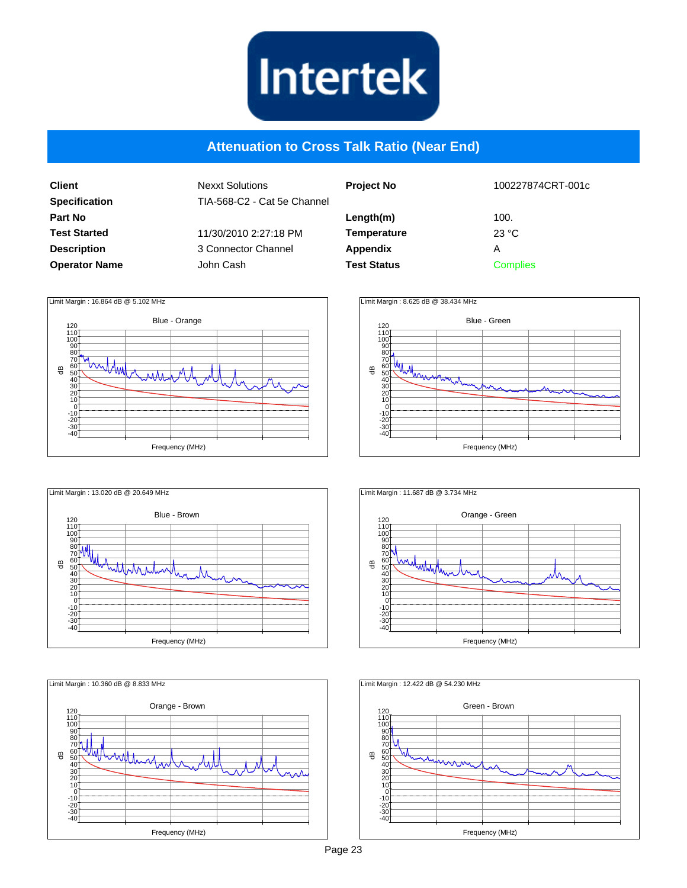Intertek

# Attenuation to Cross Talk Ratio (Near End)

| | | | |
|---|---|---|---|
| **Client** | Nexxt Solutions | **Project No** | 100227874CRT-001c |
| **Specification** | TIA-568-C2 - Cat 5e Channel | | |
| **Part No** | | **Length(m)** | 100. |
| **Test Started** | 11/30/2010 2:27:18 PM | **Temperature** | 23 °C |
| **Description** | 3 Connector Channel | **Appendix** | A |
| **Operator Name** | John Cash | **Test Status** | Complies |

Limit Margin : 16.864 dB @ 5.102 MHz

Blue - Orange

Limit Margin : 8.625 dB @ 38.434 MHz

Blue - Green

Limit Margin : 13.020 dB @ 20.649 MHz

Blue - Brown

Limit Margin : 11.687 dB @ 3.734 MHz

Orange - Green

Limit Margin : 10.360 dB @ 8.833 MHz

Orange - Brown

Limit Margin : 12.422 dB @ 54.230 MHz

Green - Brown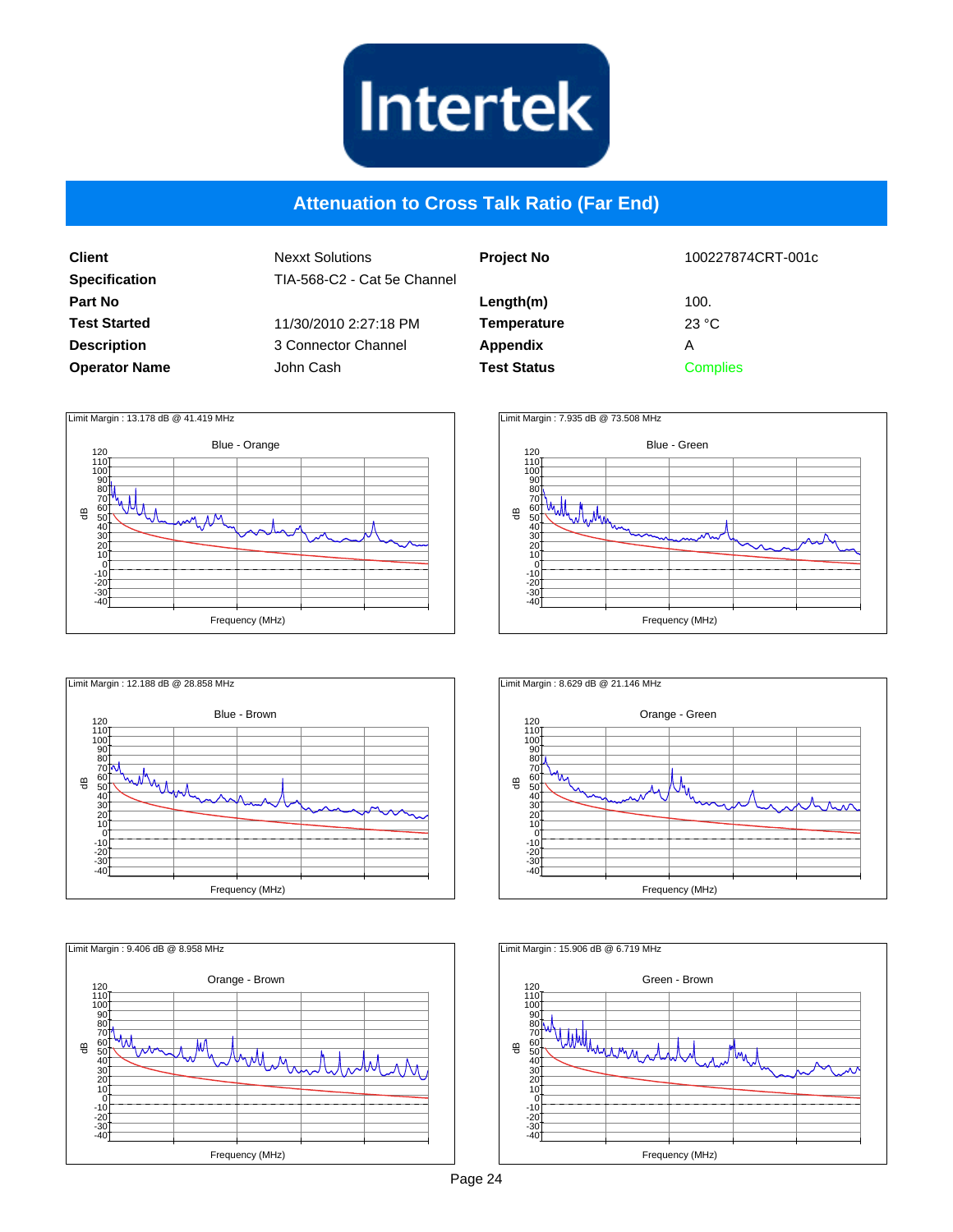# Attenuation to Cross Talk Ratio (Far End)

| | | | |
|---|---|---|---|
| **Client** | Nexxt Solutions | **Project No** | 100227874CRT-001c |
| **Specification** | TIA-568-C2 - Cat 5e Channel | | |
| **Part No** | | **Length(m)** | 100. |
| **Test Started** | 11/30/2010 2:27:18 PM | **Temperature** | 23 °C |
| **Description** | 3 Connector Channel | **Appendix** | A |
| **Operator Name** | John Cash | **Test Status** | Complies |

Limit Margin : 13.178 dB @ 41.419 MHz

Blue - Orange

Limit Margin : 7.935 dB @ 73.508 MHz

Blue - Green

Limit Margin : 12.188 dB @ 28.858 MHz

Blue - Brown

Limit Margin : 8.629 dB @ 21.146 MHz

Orange - Green

Limit Margin : 9.406 dB @ 8.958 MHz

Orange - Brown

Limit Margin : 15.906 dB @ 6.719 MHz

Green - Brown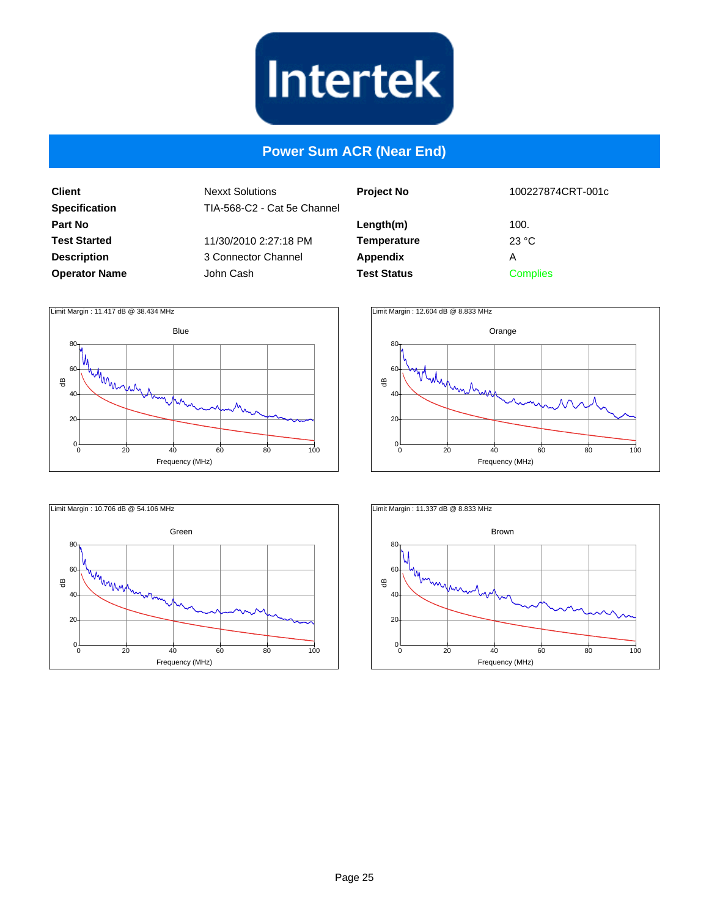# Power Sum ACR (Near End)

| | | | |
|---|---|---|---|
| **Client** | Nexxt Solutions | **Project No** | 100227874CRT-001c |
| **Specification** | TIA-568-C2 - Cat 5e Channel | | |
| **Part No** | | **Length(m)** | 100. |
| **Test Started** | 11/30/2010 2:27:18 PM | **Temperature** | 23 °C |
| **Description** | 3 Connector Channel | **Appendix** | A |
| **Operator Name** | John Cash | **Test Status** | Complies |

Limit Margin : 11.417 dB @ 38.434 MHz

Blue

Limit Margin : 12.604 dB @ 8.833 MHz

Orange

Limit Margin : 10.706 dB @ 54.106 MHz

Green

Limit Margin : 11.337 dB @ 8.833 MHz

Brown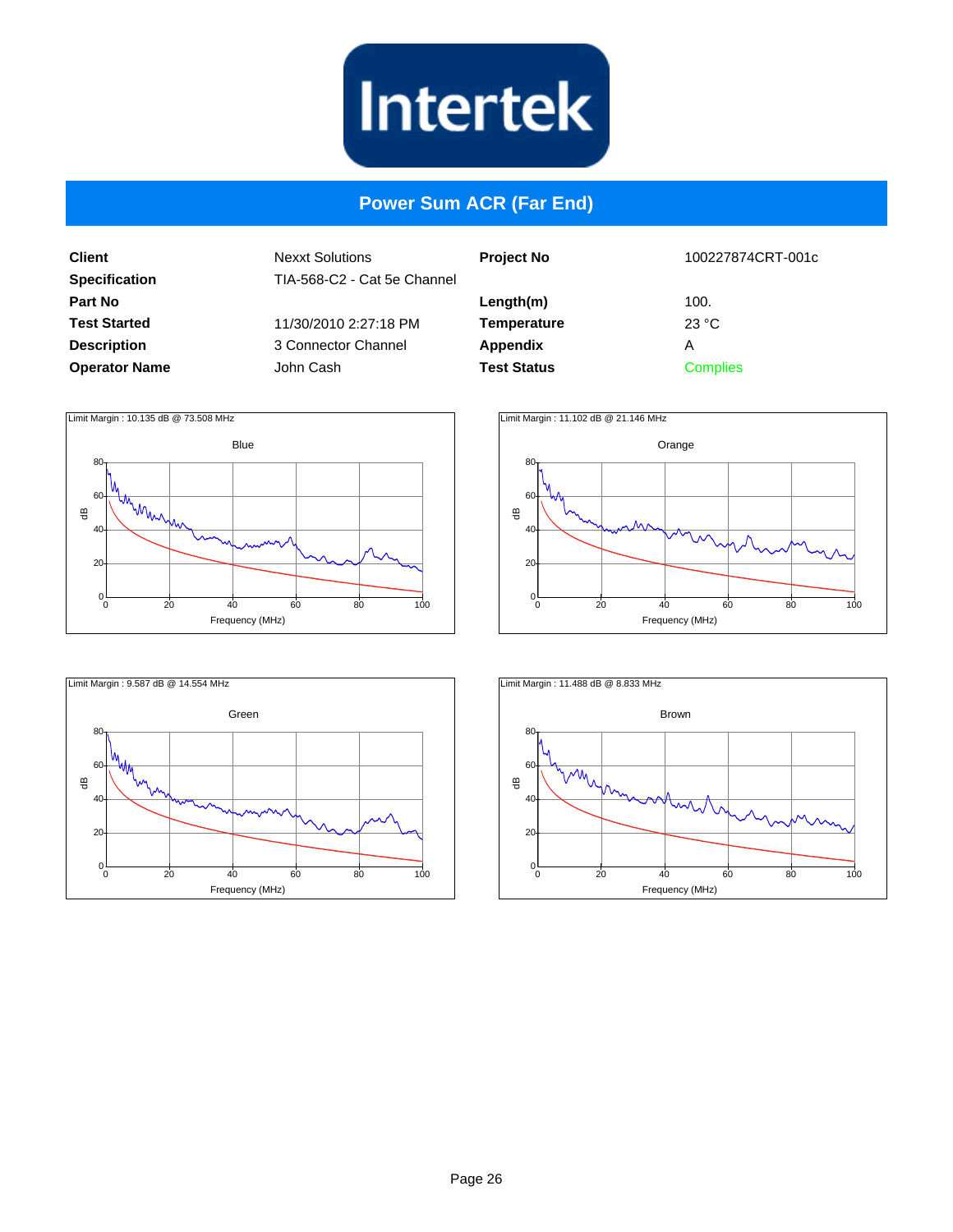Intertek

# Power Sum ACR (Far End)

| | | | |
|---|---|---|---|
| **Client** | Nexxt Solutions | **Project No** | 100227874CRT-001c |
| **Specification** | TIA-568-C2 - Cat 5e Channel | | |
| **Part No** | | **Length(m)** | 100. |
| **Test Started** | 11/30/2010 2:27:18 PM | **Temperature** | 23 °C |
| **Description** | 3 Connector Channel | **Appendix** | A |
| **Operator Name** | John Cash | **Test Status** | Complies |

Limit Margin : 10.135 dB @ 73.508 MHz

Blue

Limit Margin : 11.102 dB @ 21.146 MHz

Orange

Limit Margin : 9.587 dB @ 14.554 MHz

Green

Limit Margin : 11.488 dB @ 8.833 MHz

Brown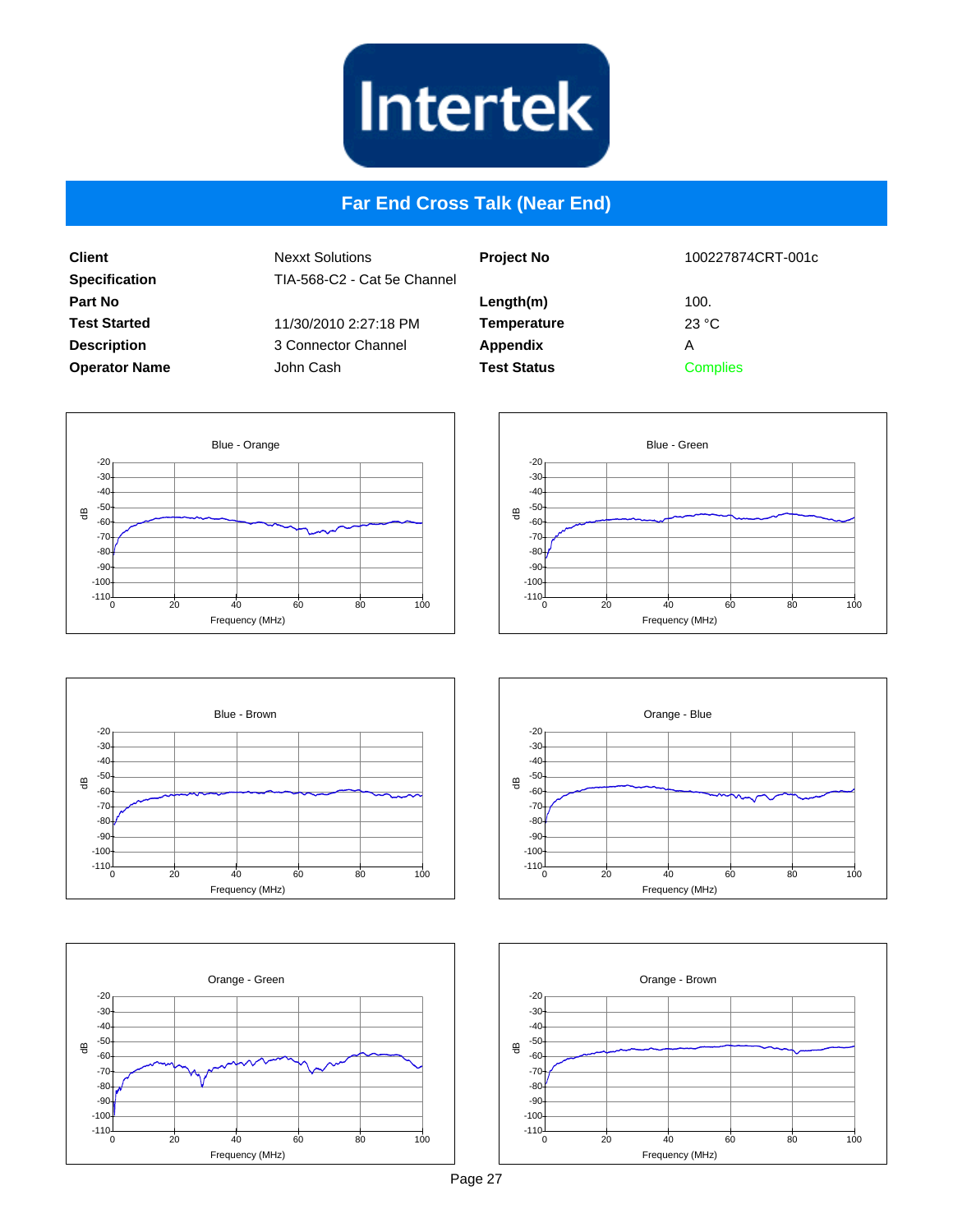# Far End Cross Talk (Near End)

| Client | Nexxt Solutions | Project No | 100227874CRT-001c |
|---|---|---|---|
| Specification | TIA-568-C2 - Cat 5e Channel | | |
| Part No | | Length(m) | 100. |
| Test Started | 11/30/2010 2:27:18 PM | Temperature | 23 °C |
| Description | 3 Connector Channel | Appendix | A |
| Operator Name | John Cash | Test Status | Complies |

Blue - Orange

Blue - Green

Blue - Brown

Orange - Blue

Orange - Green

Orange - Brown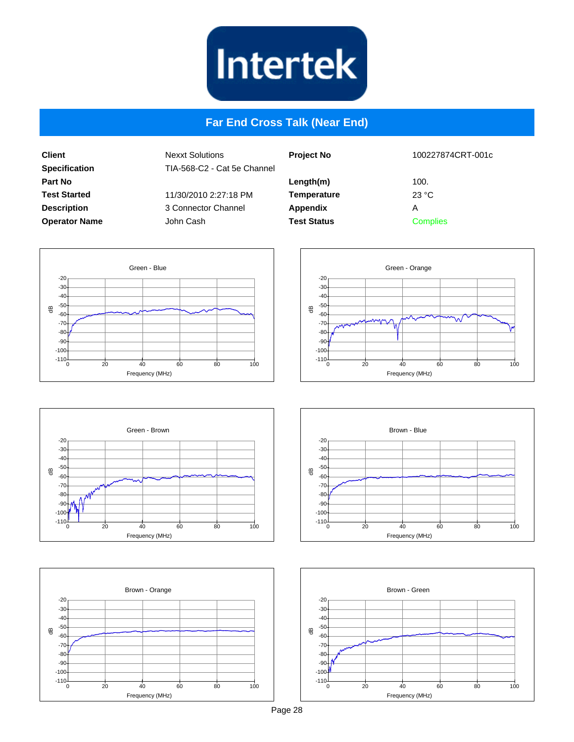Intertek

# Far End Cross Talk (Near End)

| | | | |
|---|---|---|---|
| **Client** | Nexxt Solutions | **Project No** | 100227874CRT-001c |
| **Specification** | TIA-568-C2 - Cat 5e Channel | | |
| **Part No** | | **Length(m)** | 100. |
| **Test Started** | 11/30/2010 2:27:18 PM | **Temperature** | 23 °C |
| **Description** | 3 Connector Channel | **Appendix** | A |
| **Operator Name** | John Cash | **Test Status** | Complies |

Green - Blue

Green - Orange

Green - Brown

Brown - Blue

Brown - Orange

Brown - Green

(All charts: dB vs Frequency (MHz), 0–100 MHz, -110 to -20 dB)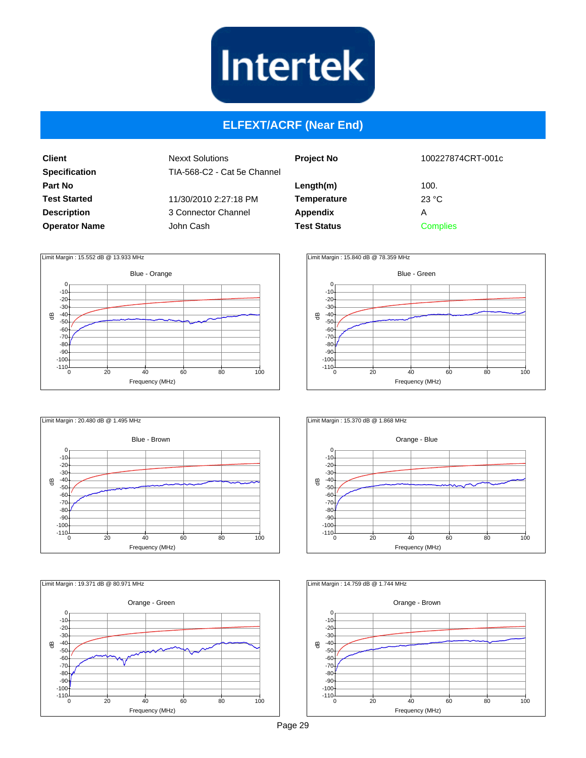# ELFEXT/ACRF (Near End)

| | | | |
|---|---|---|---|
| **Client** | Nexxt Solutions | **Project No** | 100227874CRT-001c |
| **Specification** | TIA-568-C2 - Cat 5e Channel | | |
| **Part No** | | **Length(m)** | 100. |
| **Test Started** | 11/30/2010 2:27:18 PM | **Temperature** | 23 °C |
| **Description** | 3 Connector Channel | **Appendix** | A |
| **Operator Name** | John Cash | **Test Status** | Complies |

Limit Margin : 15.552 dB @ 13.933 MHz

Blue - Orange

Limit Margin : 15.840 dB @ 78.359 MHz

Blue - Green

Limit Margin : 20.480 dB @ 1.495 MHz

Blue - Brown

Limit Margin : 15.370 dB @ 1.868 MHz

Orange - Blue

Limit Margin : 19.371 dB @ 80.971 MHz

Orange - Green

Limit Margin : 14.759 dB @ 1.744 MHz

Orange - Brown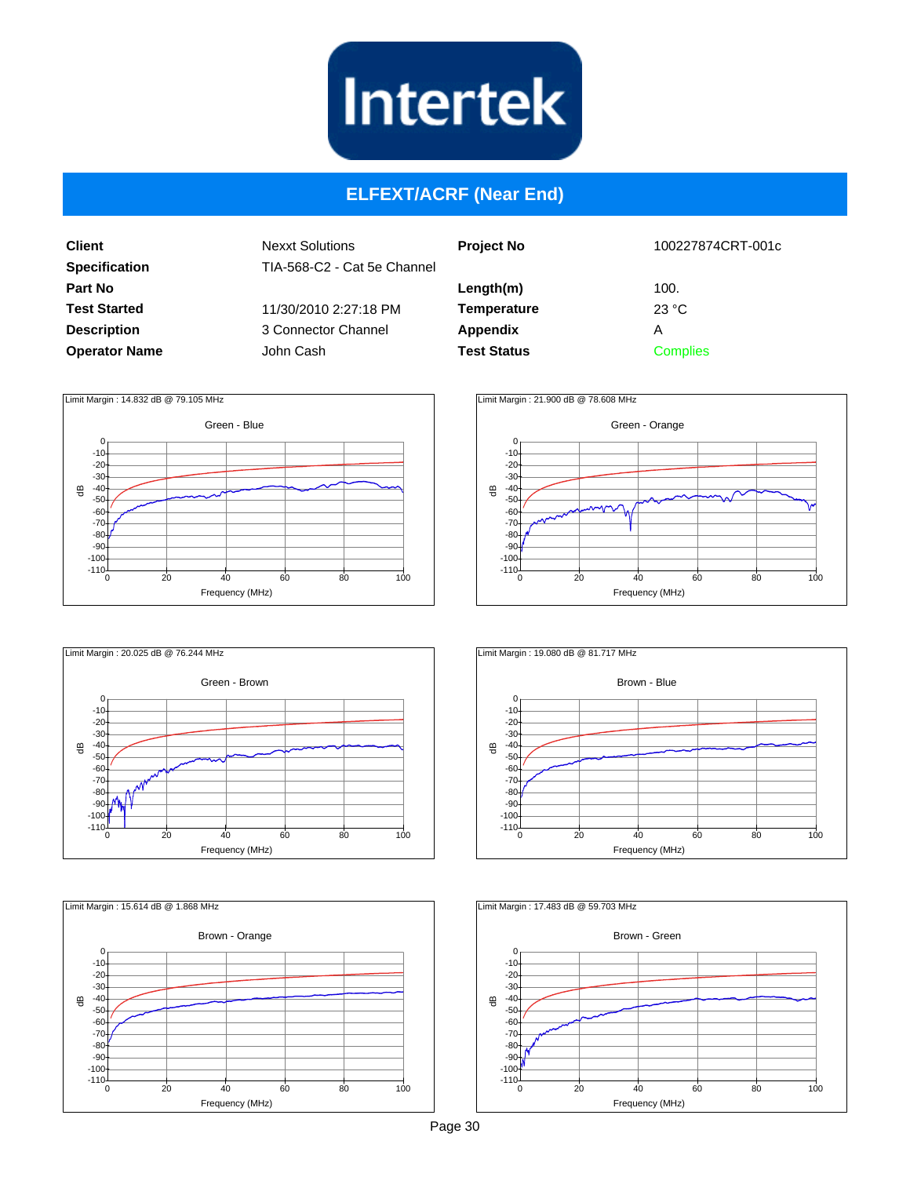# ELFEXT/ACRF (Near End)

| | | | |
|---|---|---|---|
| **Client** | Nexxt Solutions | **Project No** | 100227874CRT-001c |
| **Specification** | TIA-568-C2 - Cat 5e Channel | | |
| **Part No** | | **Length(m)** | 100. |
| **Test Started** | 11/30/2010 2:27:18 PM | **Temperature** | 23 °C |
| **Description** | 3 Connector Channel | **Appendix** | A |
| **Operator Name** | John Cash | **Test Status** | Complies |

Limit Margin : 14.832 dB @ 79.105 MHz

Green - Blue

Limit Margin : 21.900 dB @ 78.608 MHz

Green - Orange

Limit Margin : 20.025 dB @ 76.244 MHz

Green - Brown

Limit Margin : 19.080 dB @ 81.717 MHz

Brown - Blue

Limit Margin : 15.614 dB @ 1.868 MHz

Brown - Orange

Limit Margin : 17.483 dB @ 59.703 MHz

Brown - Green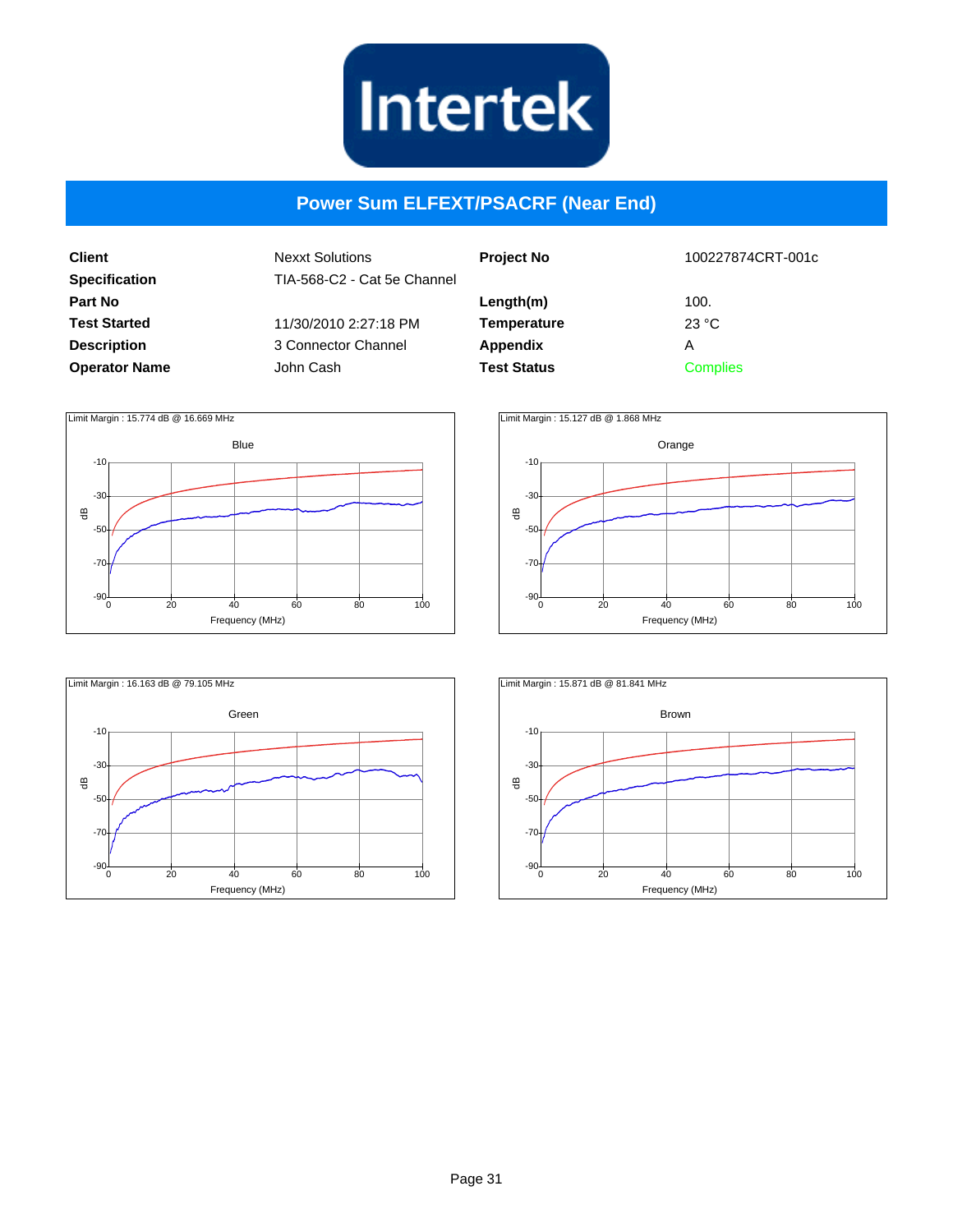# Power Sum ELFEXT/PSACRF (Near End)

| | | | |
|---|---|---|---|
| **Client** | Nexxt Solutions | **Project No** | 100227874CRT-001c |
| **Specification** | TIA-568-C2 - Cat 5e Channel | | |
| **Part No** | | **Length(m)** | 100. |
| **Test Started** | 11/30/2010 2:27:18 PM | **Temperature** | 23 °C |
| **Description** | 3 Connector Channel | **Appendix** | A |
| **Operator Name** | John Cash | **Test Status** | Complies |

Limit Margin : 15.774 dB @ 16.669 MHz

Blue

Limit Margin : 15.127 dB @ 1.868 MHz

Orange

Limit Margin : 16.163 dB @ 79.105 MHz

Green

Limit Margin : 15.871 dB @ 81.841 MHz

Brown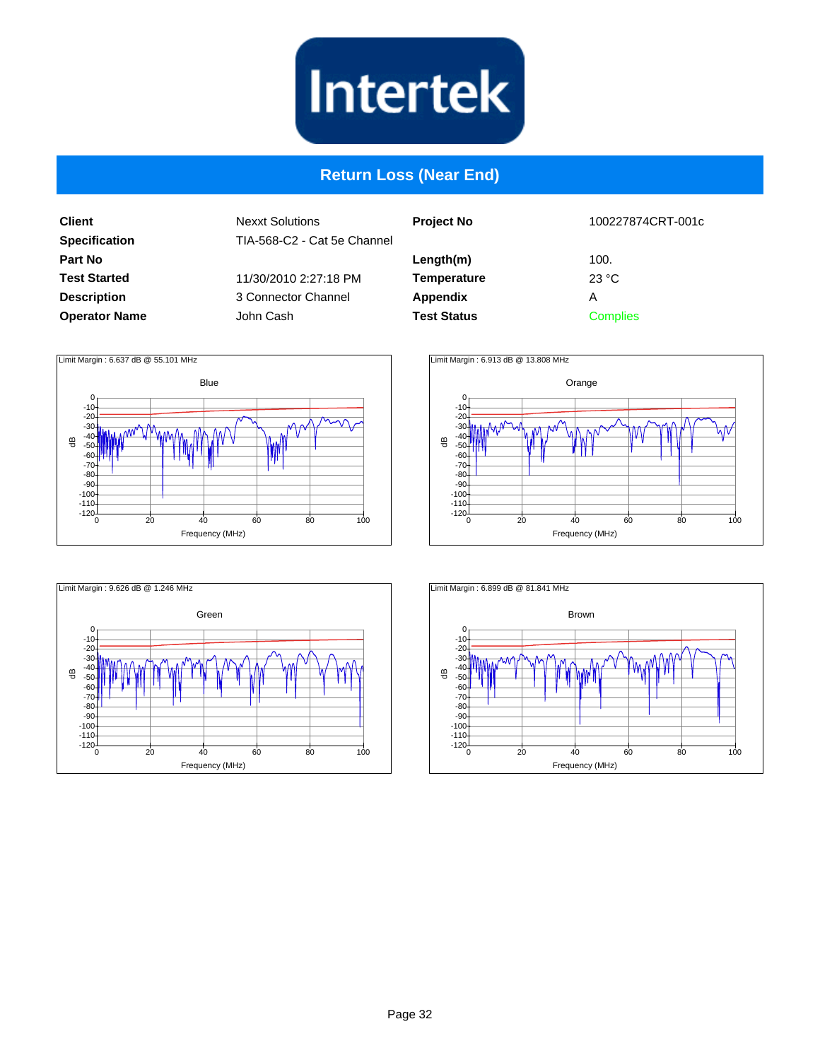Intertek

## Return Loss (Near End)

| | | | |
|---|---|---|---|
| **Client** | Nexxt Solutions | **Project No** | 100227874CRT-001c |
| **Specification** | TIA-568-C2 - Cat 5e Channel | | |
| **Part No** | | **Length(m)** | 100. |
| **Test Started** | 11/30/2010 2:27:18 PM | **Temperature** | 23 °C |
| **Description** | 3 Connector Channel | **Appendix** | A |
| **Operator Name** | John Cash | **Test Status** | Complies |

Limit Margin : 6.637 dB @ 55.101 MHz

Blue

Limit Margin : 6.913 dB @ 13.808 MHz

Orange

Limit Margin : 9.626 dB @ 1.246 MHz

Green

Limit Margin : 6.899 dB @ 81.841 MHz

Brown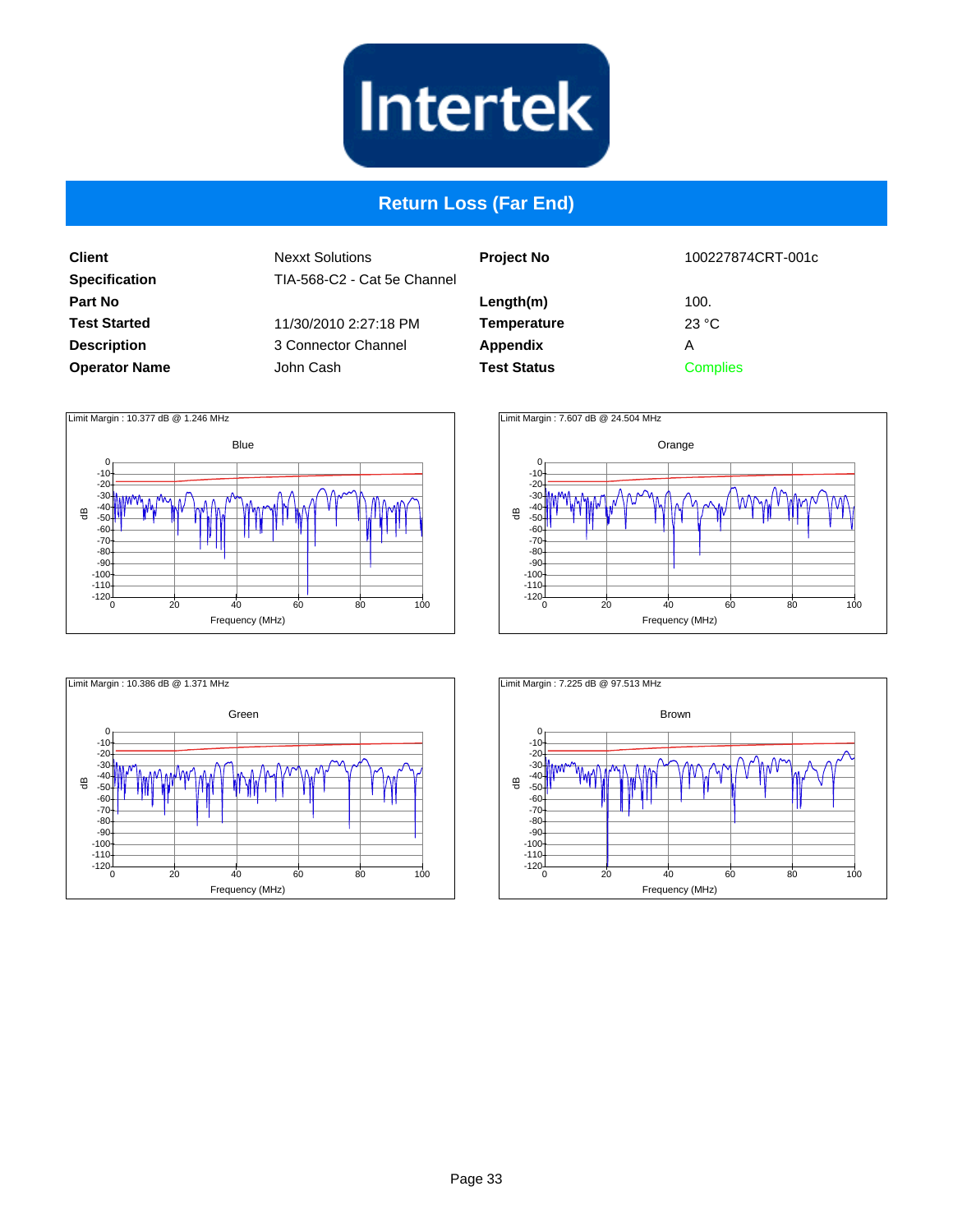# Return Loss (Far End)

| Client | Nexxt Solutions | Project No | 100227874CRT-001c |
|---|---|---|---|
| Specification | TIA-568-C2 - Cat 5e Channel | | |
| Part No | | Length(m) | 100. |
| Test Started | 11/30/2010 2:27:18 PM | Temperature | 23 °C |
| Description | 3 Connector Channel | Appendix | A |
| Operator Name | John Cash | Test Status | Complies |

Limit Margin : 10.377 dB @ 1.246 MHz

Blue

Limit Margin : 7.607 dB @ 24.504 MHz

Orange

Limit Margin : 10.386 dB @ 1.371 MHz

Green

Limit Margin : 7.225 dB @ 97.513 MHz

Brown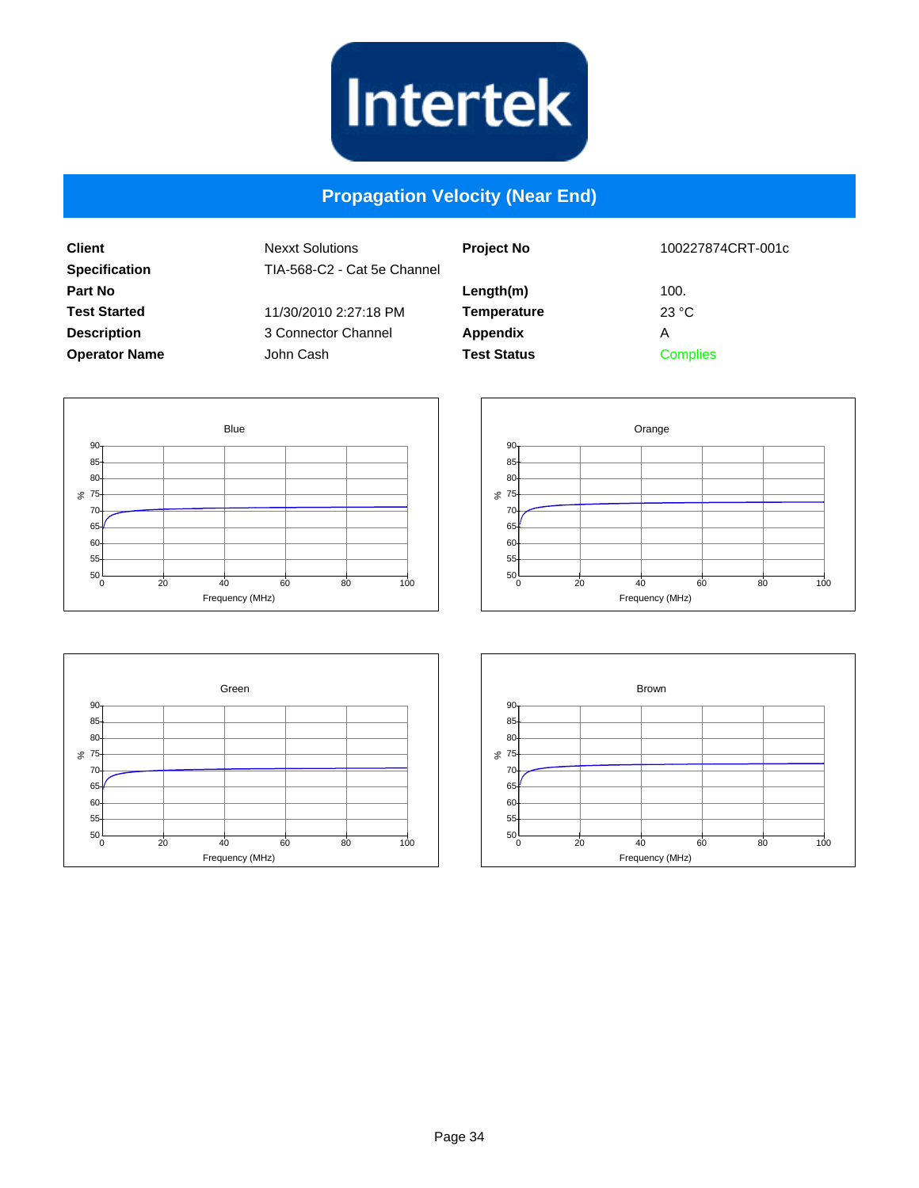Intertek

# Propagation Velocity (Near End)

| | | | |
|---|---|---|---|
| **Client** | Nexxt Solutions | **Project No** | 100227874CRT-001c |
| **Specification** | TIA-568-C2 - Cat 5e Channel | | |
| **Part No** | | **Length(m)** | 100. |
| **Test Started** | 11/30/2010 2:27:18 PM | **Temperature** | 23 °C |
| **Description** | 3 Connector Channel | **Appendix** | A |
| **Operator Name** | John Cash | **Test Status** | Complies |

Blue

Orange

Green

Brown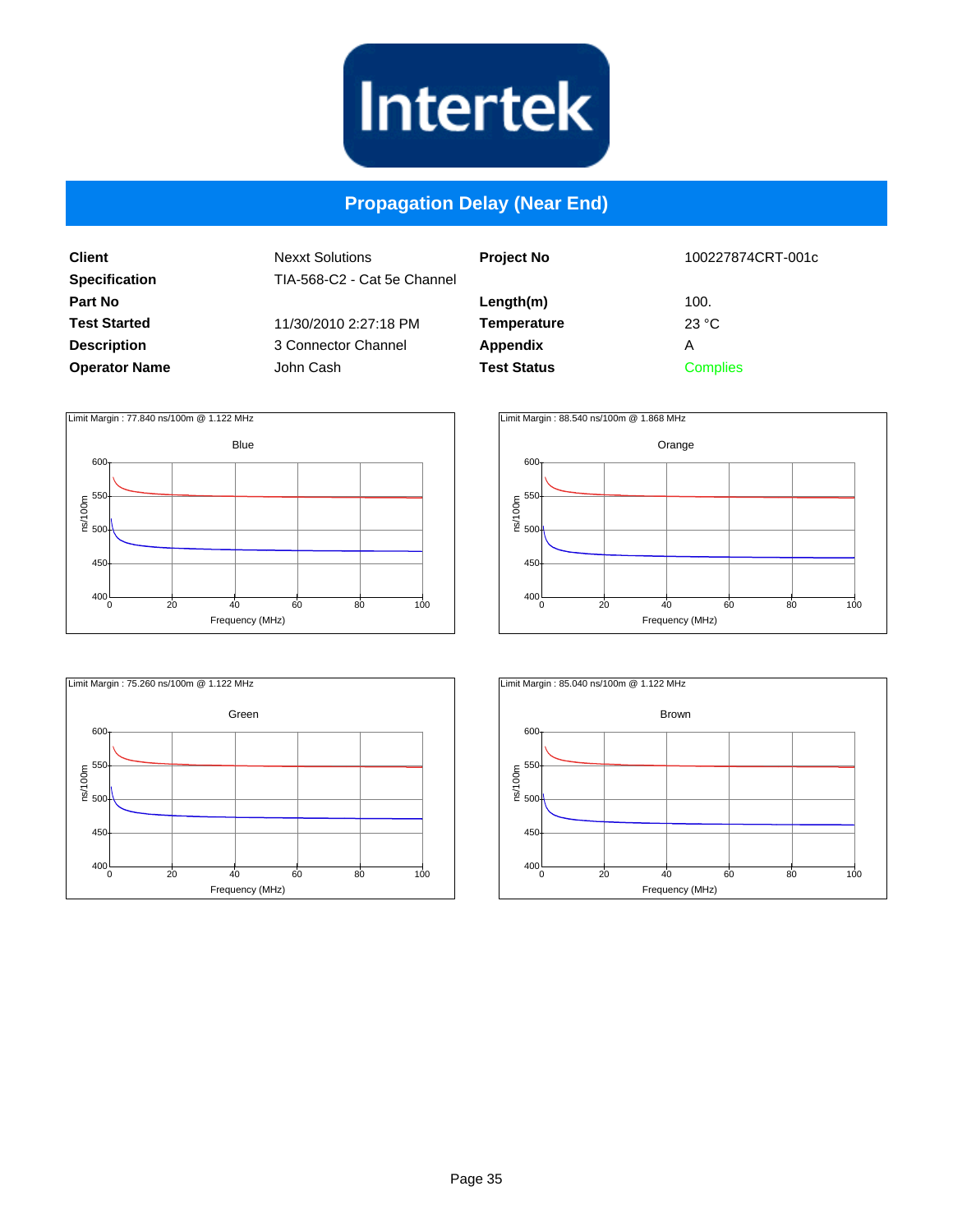Intertek

## Propagation Delay (Near End)

| | | | |
|---|---|---|---|
| **Client** | Nexxt Solutions | **Project No** | 100227874CRT-001c |
| **Specification** | TIA-568-C2 - Cat 5e Channel | | |
| **Part No** | | **Length(m)** | 100. |
| **Test Started** | 11/30/2010 2:27:18 PM | **Temperature** | 23 °C |
| **Description** | 3 Connector Channel | **Appendix** | A |
| **Operator Name** | John Cash | **Test Status** | Complies |

Limit Margin : 77.840 ns/100m @ 1.122 MHz

Blue

Limit Margin : 88.540 ns/100m @ 1.868 MHz

Orange

Limit Margin : 75.260 ns/100m @ 1.122 MHz

Green

Limit Margin : 85.040 ns/100m @ 1.122 MHz

Brown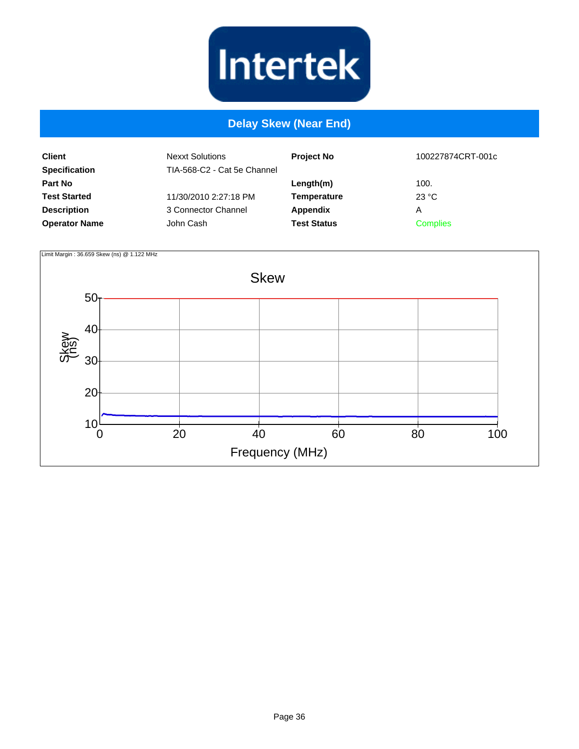# Delay Skew (Near End)

| | | | |
|---|---|---|---|
| **Client** | Nexxt Solutions | **Project No** | 100227874CRT-001c |
| **Specification** | TIA-568-C2 - Cat 5e Channel | | |
| **Part No** | | **Length(m)** | 100. |
| **Test Started** | 11/30/2010 2:27:18 PM | **Temperature** | 23 °C |
| **Description** | 3 Connector Channel | **Appendix** | A |
| **Operator Name** | John Cash | **Test Status** | Complies |

Limit Margin : 36.659 Skew (ns) @ 1.122 MHz

Skew

Skew (ns)

Frequency (MHz)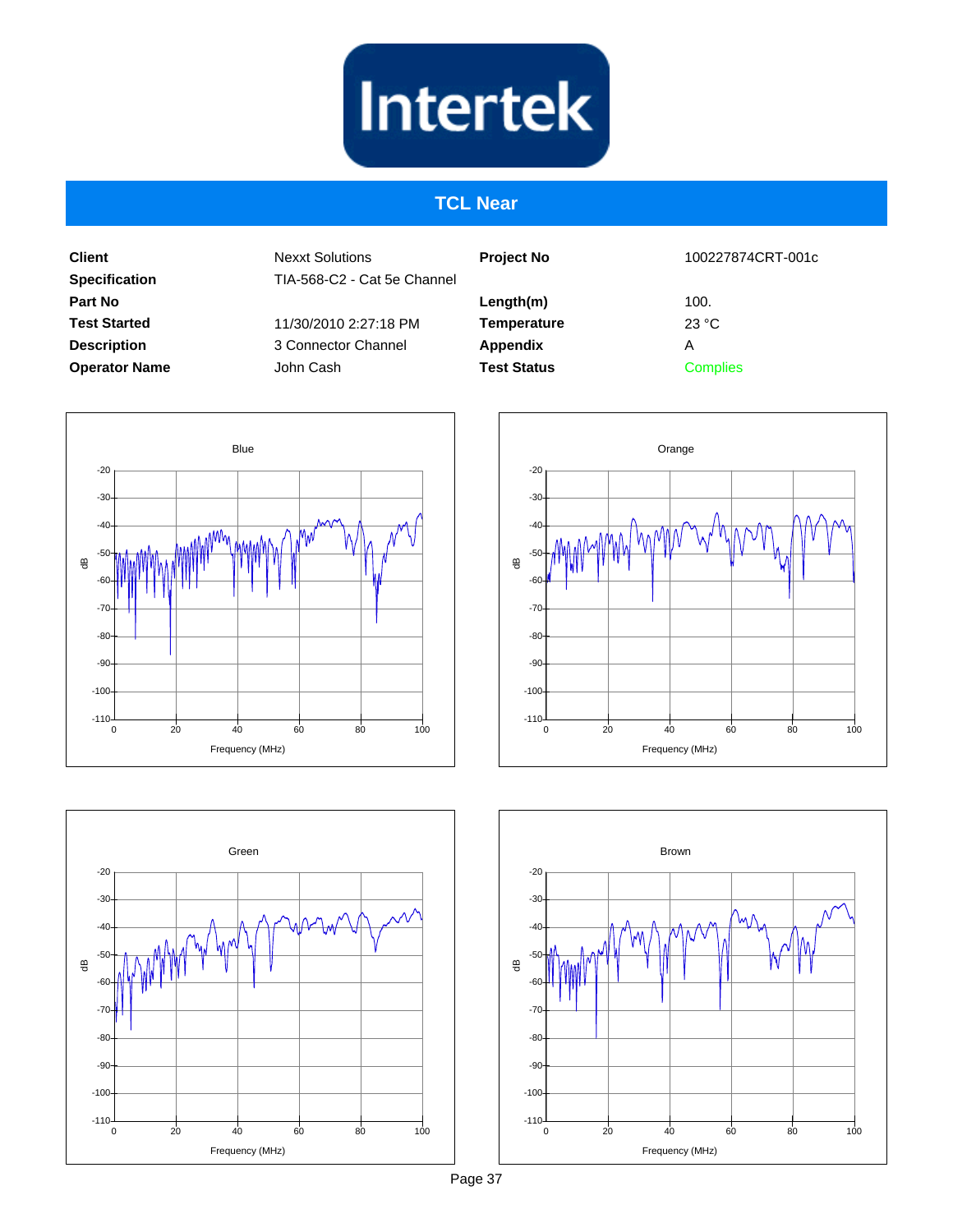Intertek

# TCL Near

| Client | Nexxt Solutions | Project No | 100227874CRT-001c |
|---|---|---|---|
| Specification | TIA-568-C2 - Cat 5e Channel | | |
| Part No | | Length(m) | 100. |
| Test Started | 11/30/2010 2:27:18 PM | Temperature | 23 °C |
| Description | 3 Connector Channel | Appendix | A |
| Operator Name | John Cash | Test Status | Complies |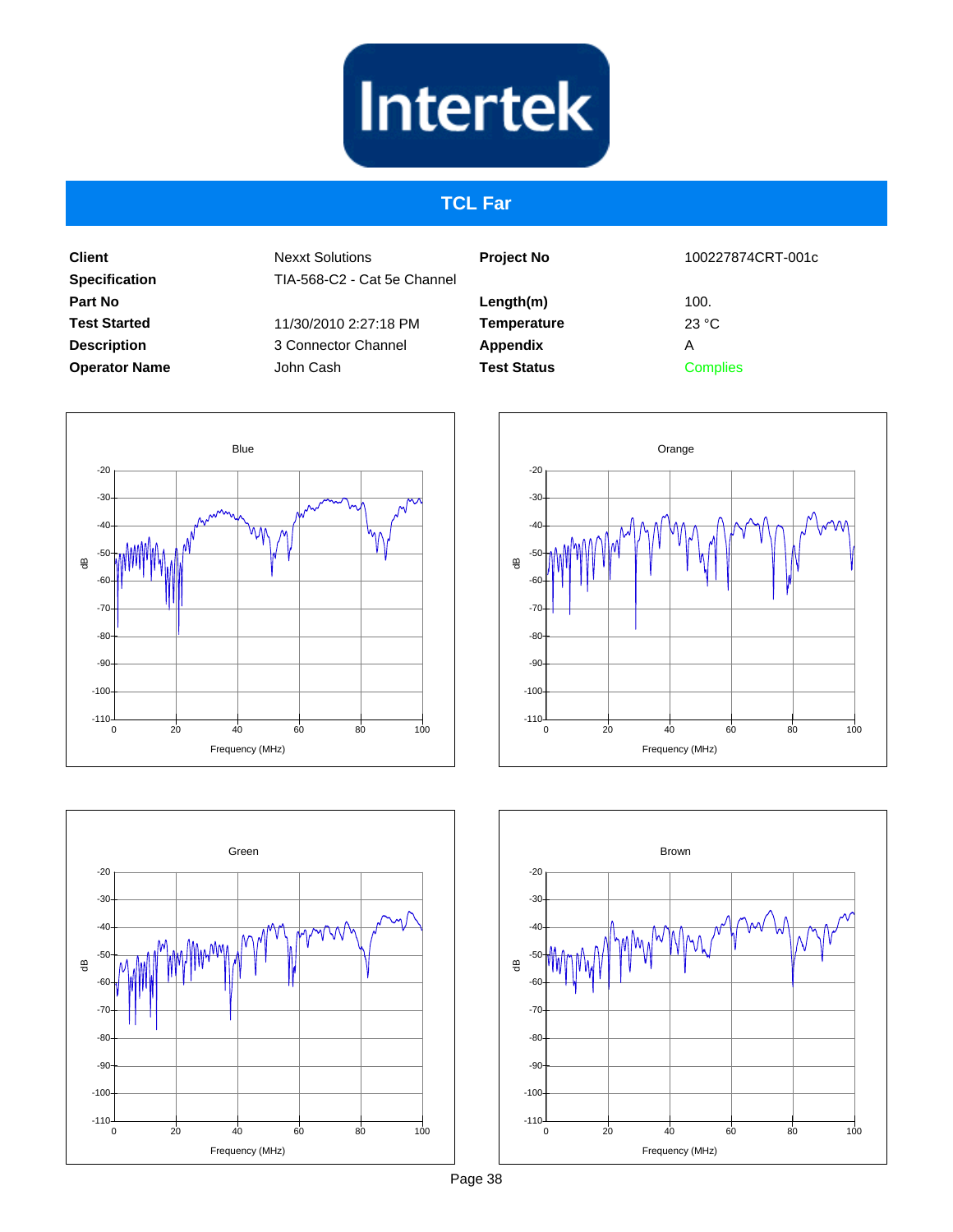Intertek

# TCL Far

| | | | |
|---|---|---|---|
| **Client** | Nexxt Solutions | **Project No** | 100227874CRT-001c |
| **Specification** | TIA-568-C2 - Cat 5e Channel | | |
| **Part No** | | **Length(m)** | 100. |
| **Test Started** | 11/30/2010 2:27:18 PM | **Temperature** | 23 °C |
| **Description** | 3 Connector Channel | **Appendix** | A |
| **Operator Name** | John Cash | **Test Status** | Complies |

Blue

Orange

Green

Brown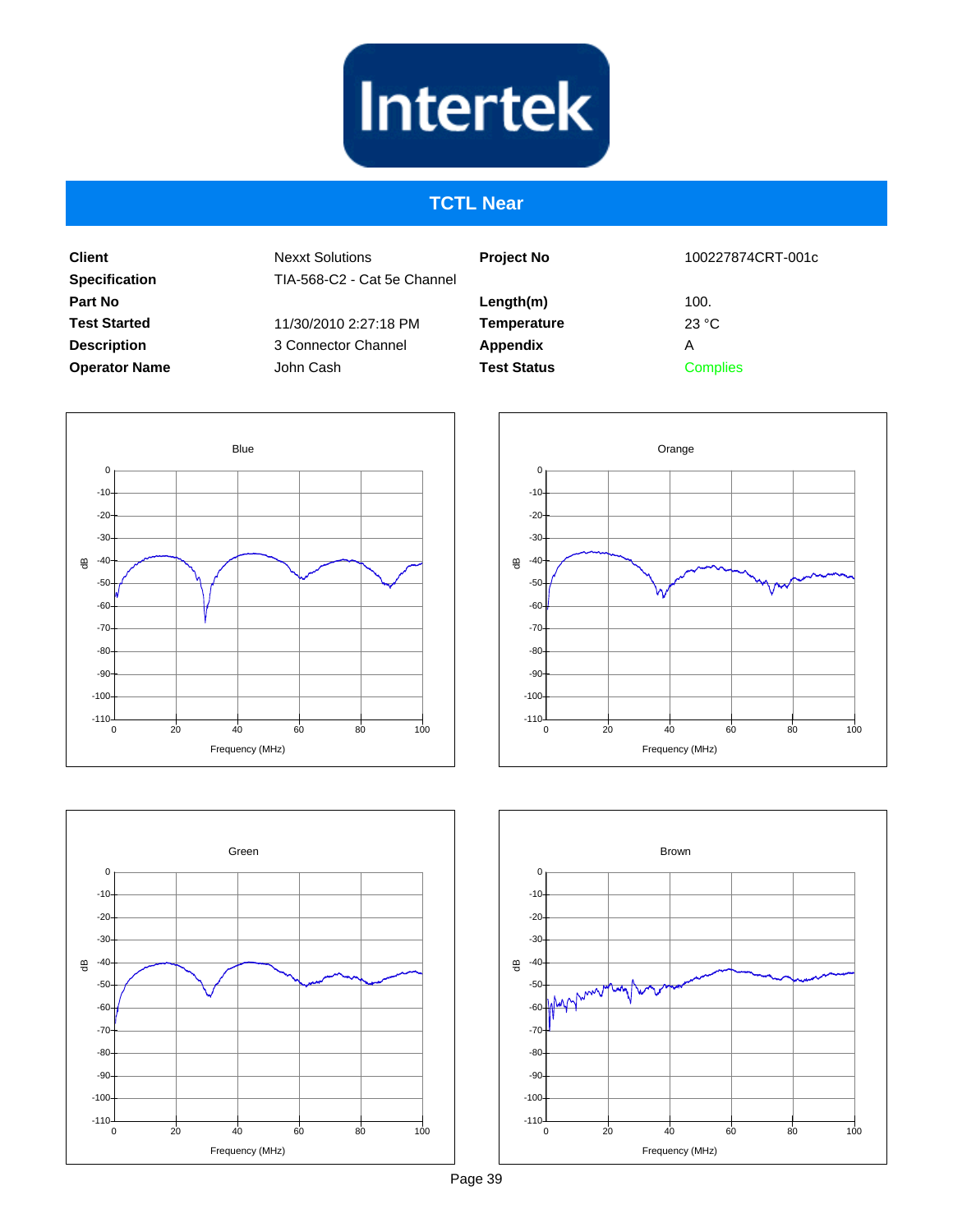# TCTL Near

| Client | Nexxt Solutions | Project No | 100227874CRT-001c |
|---|---|---|---|
| Specification | TIA-568-C2 - Cat 5e Channel | | |
| Part No | | Length(m) | 100. |
| Test Started | 11/30/2010 2:27:18 PM | Temperature | 23 °C |
| Description | 3 Connector Channel | Appendix | A |
| Operator Name | John Cash | Test Status | Complies |

Blue

Orange

Green

Brown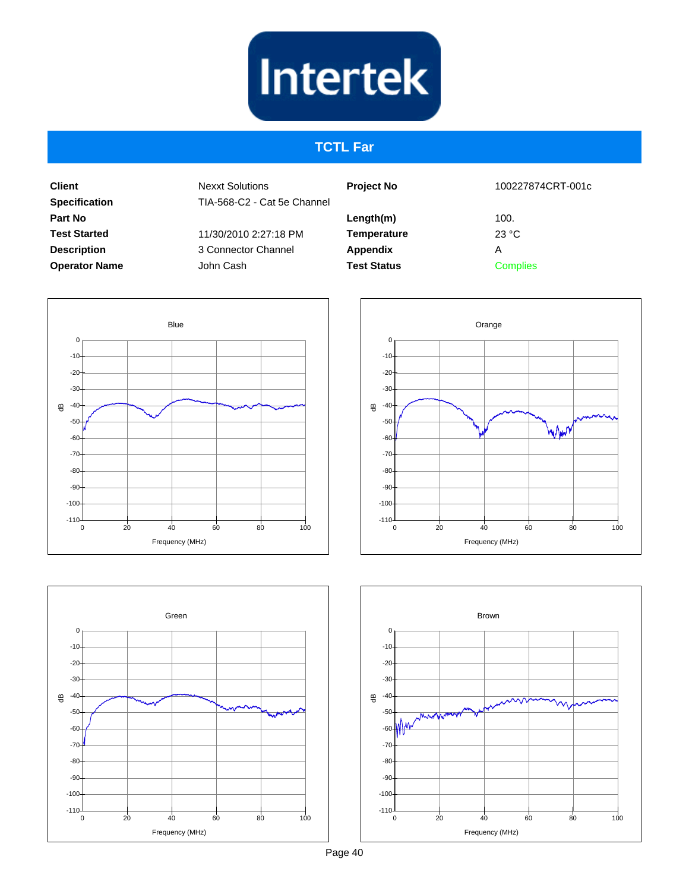# TCTL Far

| Client | Nexxt Solutions | Project No | 100227874CRT-001c |
|---|---|---|---|
| Specification | TIA-568-C2 - Cat 5e Channel | | |
| Part No | | Length(m) | 100. |
| Test Started | 11/30/2010 2:27:18 PM | Temperature | 23 °C |
| Description | 3 Connector Channel | Appendix | A |
| Operator Name | John Cash | Test Status | Complies |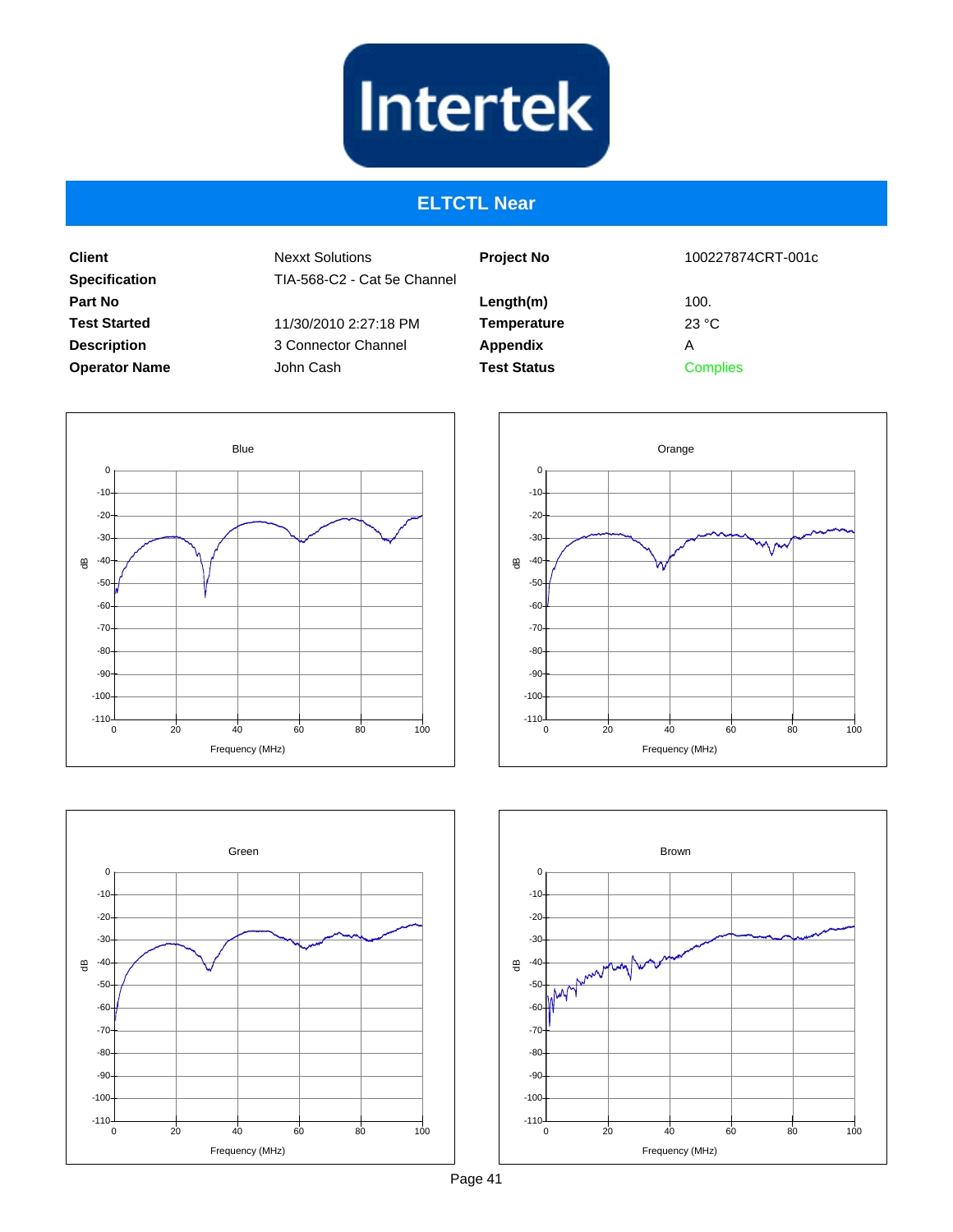Intertek

## ELTCTL Near

| | | | |
|---|---|---|---|
| **Client** | Nexxt Solutions | **Project No** | 100227874CRT-001c |
| **Specification** | TIA-568-C2 - Cat 5e Channel | | |
| **Part No** | | **Length(m)** | 100. |
| **Test Started** | 11/30/2010 2:27:18 PM | **Temperature** | 23 °C |
| **Description** | 3 Connector Channel | **Appendix** | A |
| **Operator Name** | John Cash | **Test Status** | Complies |

Blue

Orange

Green

Brown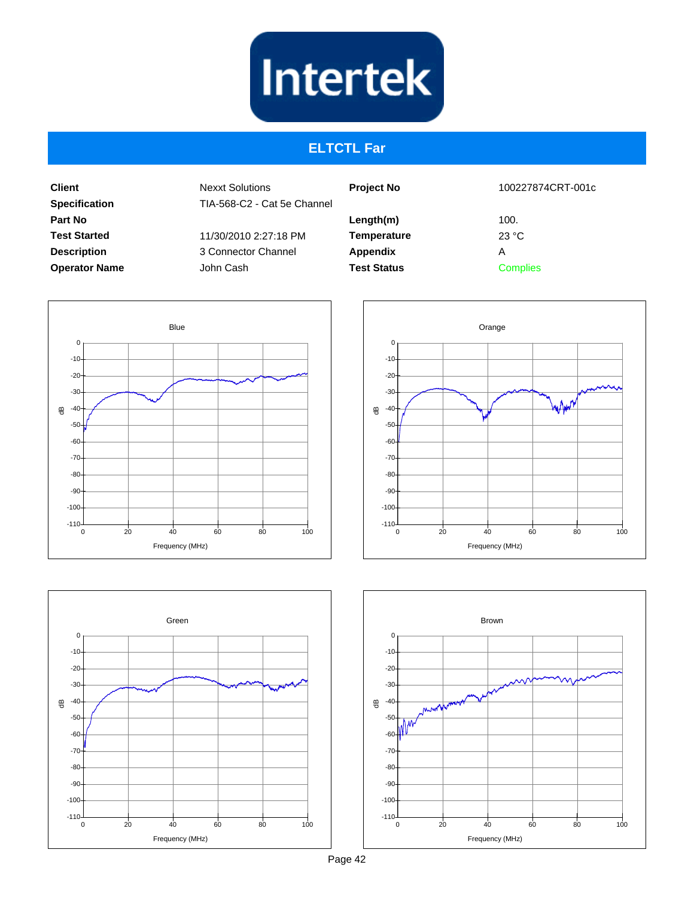Intertek

## ELTCTL Far

| | | | |
|---|---|---|---|
| **Client** | Nexxt Solutions | **Project No** | 100227874CRT-001c |
| **Specification** | TIA-568-C2 - Cat 5e Channel | | |
| **Part No** | | **Length(m)** | 100. |
| **Test Started** | 11/30/2010 2:27:18 PM | **Temperature** | 23 °C |
| **Description** | 3 Connector Channel | **Appendix** | A |
| **Operator Name** | John Cash | **Test Status** | Complies |

Blue

dB

0
-10
-20
-30
-40
-50
-60
-70
-80
-90
-100
-110

0 20 40 60 80 100

Frequency (MHz)

Orange

dB

0
-10
-20
-30
-40
-50
-60
-70
-80
-90
-100
-110

0 20 40 60 80 100

Frequency (MHz)

Green

dB

0
-10
-20
-30
-40
-50
-60
-70
-80
-90
-100
-110

0 20 40 60 80 100

Frequency (MHz)

Brown

dB

0
-10
-20
-30
-40
-50
-60
-70
-80
-90
-100
-110

0 20 40 60 80 100

Frequency (MHz)